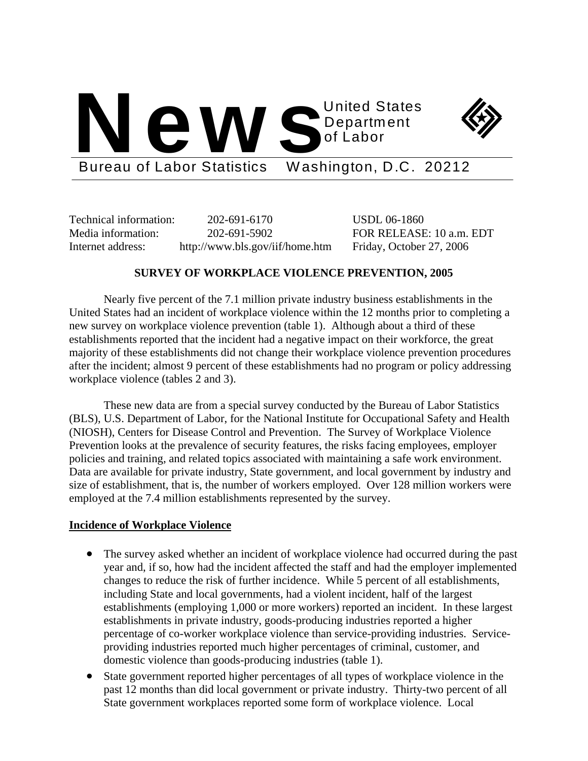# News

United States Department of Labor

Bureau of Labor Statistics Washington, D.C. 20212

| | | |
|---|---|---|
| Technical information: | 202-691-6170 | USDL 06-1860 |
| Media information: | 202-691-5902 | FOR RELEASE: 10 a.m. EDT |
| Internet address: | http://www.bls.gov/iif/home.htm | Friday, October 27, 2006 |

## SURVEY OF WORKPLACE VIOLENCE PREVENTION, 2005

Nearly five percent of the 7.1 million private industry business establishments in the United States had an incident of workplace violence within the 12 months prior to completing a new survey on workplace violence prevention (table 1). Although about a third of these establishments reported that the incident had a negative impact on their workforce, the great majority of these establishments did not change their workplace violence prevention procedures after the incident; almost 9 percent of these establishments had no program or policy addressing workplace violence (tables 2 and 3).

These new data are from a special survey conducted by the Bureau of Labor Statistics (BLS), U.S. Department of Labor, for the National Institute for Occupational Safety and Health (NIOSH), Centers for Disease Control and Prevention. The Survey of Workplace Violence Prevention looks at the prevalence of security features, the risks facing employees, employer policies and training, and related topics associated with maintaining a safe work environment. Data are available for private industry, State government, and local government by industry and size of establishment, that is, the number of workers employed. Over 128 million workers were employed at the 7.4 million establishments represented by the survey.

### Incidence of Workplace Violence

- The survey asked whether an incident of workplace violence had occurred during the past year and, if so, how had the incident affected the staff and had the employer implemented changes to reduce the risk of further incidence. While 5 percent of all establishments, including State and local governments, had a violent incident, half of the largest establishments (employing 1,000 or more workers) reported an incident. In these largest establishments in private industry, goods-producing industries reported a higher percentage of co-worker workplace violence than service-providing industries. Service-providing industries reported much higher percentages of criminal, customer, and domestic violence than goods-producing industries (table 1).
- State government reported higher percentages of all types of workplace violence in the past 12 months than did local government or private industry. Thirty-two percent of all State government workplaces reported some form of workplace violence. Local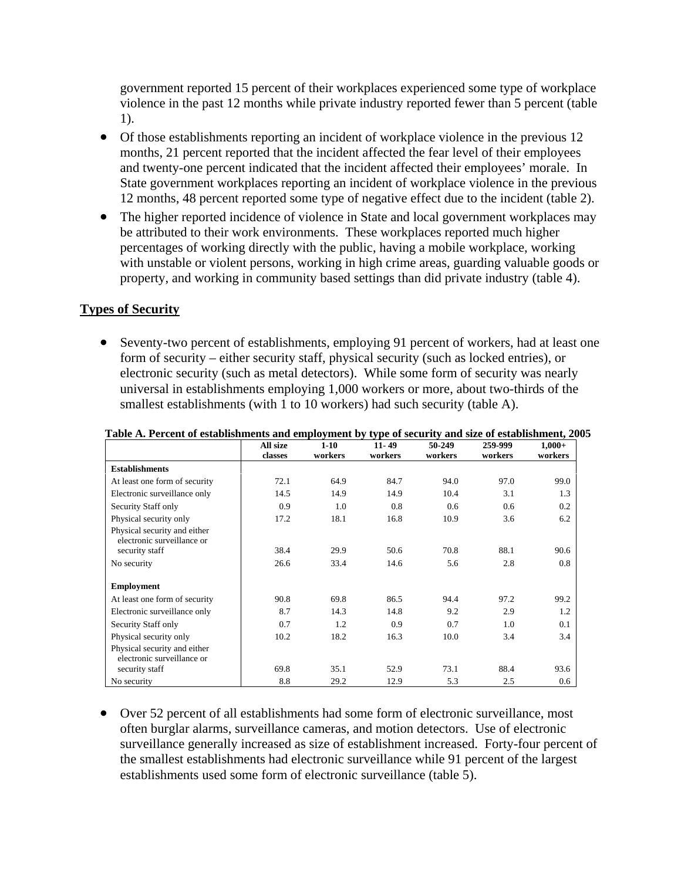government reported 15 percent of their workplaces experienced some type of workplace violence in the past 12 months while private industry reported fewer than 5 percent (table 1).

- Of those establishments reporting an incident of workplace violence in the previous 12 months, 21 percent reported that the incident affected the fear level of their employees and twenty-one percent indicated that the incident affected their employees' morale. In State government workplaces reporting an incident of workplace violence in the previous 12 months, 48 percent reported some type of negative effect due to the incident (table 2).
- The higher reported incidence of violence in State and local government workplaces may be attributed to their work environments. These workplaces reported much higher percentages of working directly with the public, having a mobile workplace, working with unstable or violent persons, working in high crime areas, guarding valuable goods or property, and working in community based settings than did private industry (table 4).

## Types of Security

- Seventy-two percent of establishments, employing 91 percent of workers, had at least one form of security – either security staff, physical security (such as locked entries), or electronic security (such as metal detectors). While some form of security was nearly universal in establishments employing 1,000 workers or more, about two-thirds of the smallest establishments (with 1 to 10 workers) had such security (table A).

**Table A. Percent of establishments and employment by type of security and size of establishment, 2005**

| | All size classes | 1-10 workers | 11- 49 workers | 50-249 workers | 259-999 workers | 1,000+ workers |
|---|---|---|---|---|---|---|
| **Establishments** | | | | | | |
| At least one form of security | 72.1 | 64.9 | 84.7 | 94.0 | 97.0 | 99.0 |
| Electronic surveillance only | 14.5 | 14.9 | 14.9 | 10.4 | 3.1 | 1.3 |
| Security Staff only | 0.9 | 1.0 | 0.8 | 0.6 | 0.6 | 0.2 |
| Physical security only | 17.2 | 18.1 | 16.8 | 10.9 | 3.6 | 6.2 |
| Physical security and either electronic surveillance or security staff | 38.4 | 29.9 | 50.6 | 70.8 | 88.1 | 90.6 |
| No security | 26.6 | 33.4 | 14.6 | 5.6 | 2.8 | 0.8 |
| **Employment** | | | | | | |
| At least one form of security | 90.8 | 69.8 | 86.5 | 94.4 | 97.2 | 99.2 |
| Electronic surveillance only | 8.7 | 14.3 | 14.8 | 9.2 | 2.9 | 1.2 |
| Security Staff only | 0.7 | 1.2 | 0.9 | 0.7 | 1.0 | 0.1 |
| Physical security only | 10.2 | 18.2 | 16.3 | 10.0 | 3.4 | 3.4 |
| Physical security and either electronic surveillance or security staff | 69.8 | 35.1 | 52.9 | 73.1 | 88.4 | 93.6 |
| No security | 8.8 | 29.2 | 12.9 | 5.3 | 2.5 | 0.6 |

- Over 52 percent of all establishments had some form of electronic surveillance, most often burglar alarms, surveillance cameras, and motion detectors. Use of electronic surveillance generally increased as size of establishment increased. Forty-four percent of the smallest establishments had electronic surveillance while 91 percent of the largest establishments used some form of electronic surveillance (table 5).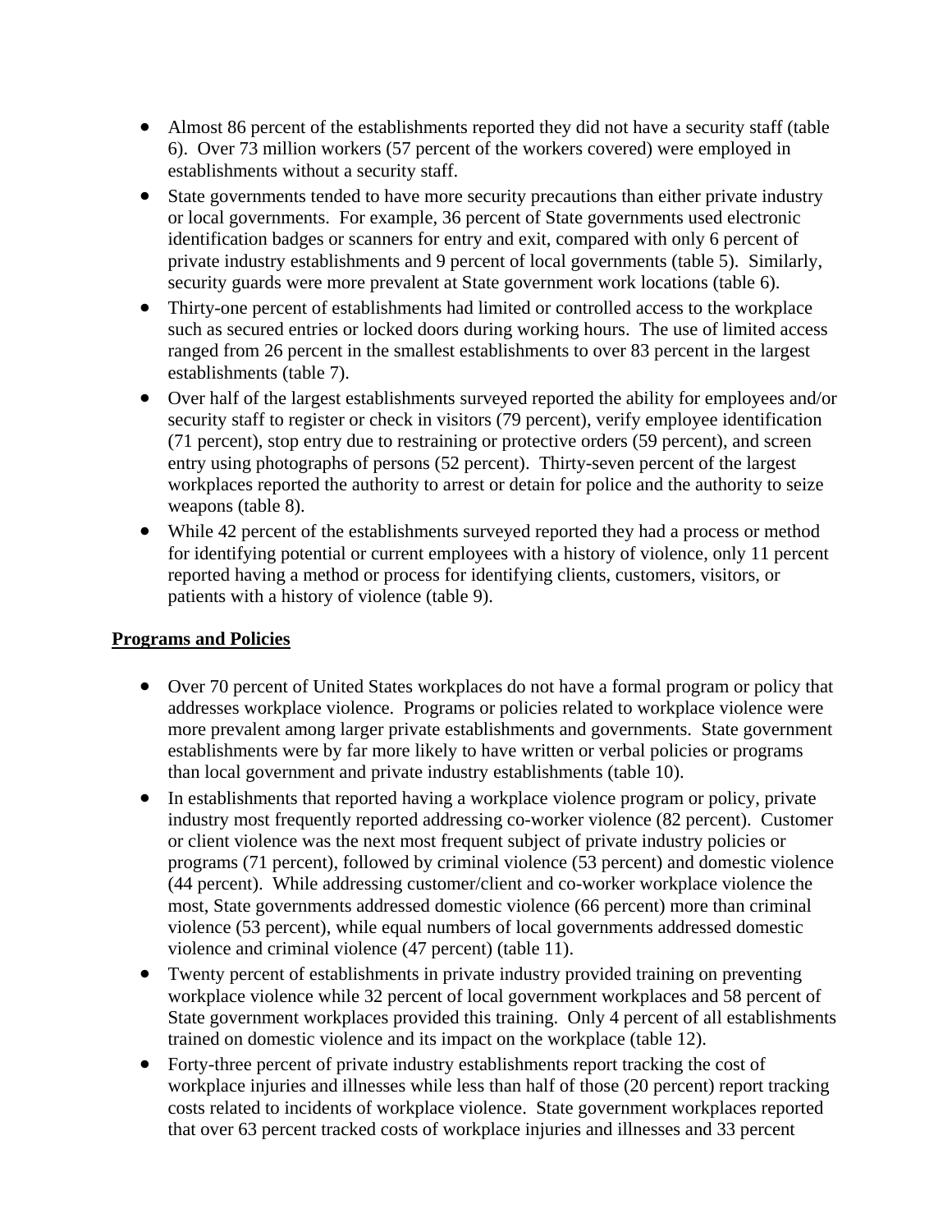- Almost 86 percent of the establishments reported they did not have a security staff (table 6). Over 73 million workers (57 percent of the workers covered) were employed in establishments without a security staff.
- State governments tended to have more security precautions than either private industry or local governments. For example, 36 percent of State governments used electronic identification badges or scanners for entry and exit, compared with only 6 percent of private industry establishments and 9 percent of local governments (table 5). Similarly, security guards were more prevalent at State government work locations (table 6).
- Thirty-one percent of establishments had limited or controlled access to the workplace such as secured entries or locked doors during working hours. The use of limited access ranged from 26 percent in the smallest establishments to over 83 percent in the largest establishments (table 7).
- Over half of the largest establishments surveyed reported the ability for employees and/or security staff to register or check in visitors (79 percent), verify employee identification (71 percent), stop entry due to restraining or protective orders (59 percent), and screen entry using photographs of persons (52 percent). Thirty-seven percent of the largest workplaces reported the authority to arrest or detain for police and the authority to seize weapons (table 8).
- While 42 percent of the establishments surveyed reported they had a process or method for identifying potential or current employees with a history of violence, only 11 percent reported having a method or process for identifying clients, customers, visitors, or patients with a history of violence (table 9).

## Programs and Policies

- Over 70 percent of United States workplaces do not have a formal program or policy that addresses workplace violence. Programs or policies related to workplace violence were more prevalent among larger private establishments and governments. State government establishments were by far more likely to have written or verbal policies or programs than local government and private industry establishments (table 10).
- In establishments that reported having a workplace violence program or policy, private industry most frequently reported addressing co-worker violence (82 percent). Customer or client violence was the next most frequent subject of private industry policies or programs (71 percent), followed by criminal violence (53 percent) and domestic violence (44 percent). While addressing customer/client and co-worker workplace violence the most, State governments addressed domestic violence (66 percent) more than criminal violence (53 percent), while equal numbers of local governments addressed domestic violence and criminal violence (47 percent) (table 11).
- Twenty percent of establishments in private industry provided training on preventing workplace violence while 32 percent of local government workplaces and 58 percent of State government workplaces provided this training. Only 4 percent of all establishments trained on domestic violence and its impact on the workplace (table 12).
- Forty-three percent of private industry establishments report tracking the cost of workplace injuries and illnesses while less than half of those (20 percent) report tracking costs related to incidents of workplace violence. State government workplaces reported that over 63 percent tracked costs of workplace injuries and illnesses and 33 percent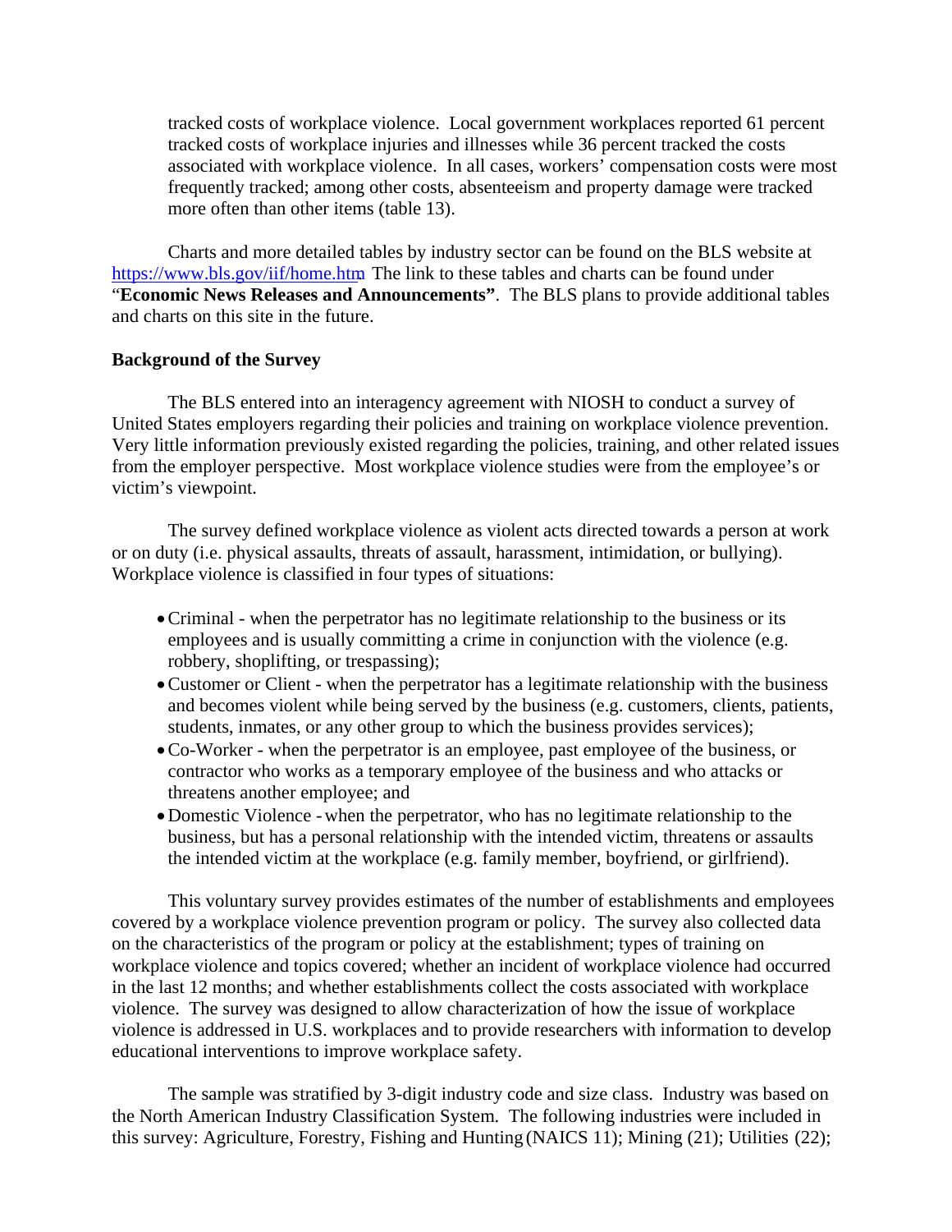tracked costs of workplace violence. Local government workplaces reported 61 percent tracked costs of workplace injuries and illnesses while 36 percent tracked the costs associated with workplace violence. In all cases, workers' compensation costs were most frequently tracked; among other costs, absenteeism and property damage were tracked more often than other items (table 13).

Charts and more detailed tables by industry sector can be found on the BLS website at https://www.bls.gov/iif/home.htm. The link to these tables and charts can be found under "**Economic News Releases and Announcements"**. The BLS plans to provide additional tables and charts on this site in the future.

**Background of the Survey**

The BLS entered into an interagency agreement with NIOSH to conduct a survey of United States employers regarding their policies and training on workplace violence prevention. Very little information previously existed regarding the policies, training, and other related issues from the employer perspective. Most workplace violence studies were from the employee's or victim's viewpoint.

The survey defined workplace violence as violent acts directed towards a person at work or on duty (i.e. physical assaults, threats of assault, harassment, intimidation, or bullying). Workplace violence is classified in four types of situations:

- Criminal - when the perpetrator has no legitimate relationship to the business or its employees and is usually committing a crime in conjunction with the violence (e.g. robbery, shoplifting, or trespassing);
- Customer or Client - when the perpetrator has a legitimate relationship with the business and becomes violent while being served by the business (e.g. customers, clients, patients, students, inmates, or any other group to which the business provides services);
- Co-Worker - when the perpetrator is an employee, past employee of the business, or contractor who works as a temporary employee of the business and who attacks or threatens another employee; and
- Domestic Violence - when the perpetrator, who has no legitimate relationship to the business, but has a personal relationship with the intended victim, threatens or assaults the intended victim at the workplace (e.g. family member, boyfriend, or girlfriend).

This voluntary survey provides estimates of the number of establishments and employees covered by a workplace violence prevention program or policy. The survey also collected data on the characteristics of the program or policy at the establishment; types of training on workplace violence and topics covered; whether an incident of workplace violence had occurred in the last 12 months; and whether establishments collect the costs associated with workplace violence. The survey was designed to allow characterization of how the issue of workplace violence is addressed in U.S. workplaces and to provide researchers with information to develop educational interventions to improve workplace safety.

The sample was stratified by 3-digit industry code and size class. Industry was based on the North American Industry Classification System. The following industries were included in this survey: Agriculture, Forestry, Fishing and Hunting (NAICS 11); Mining (21); Utilities (22);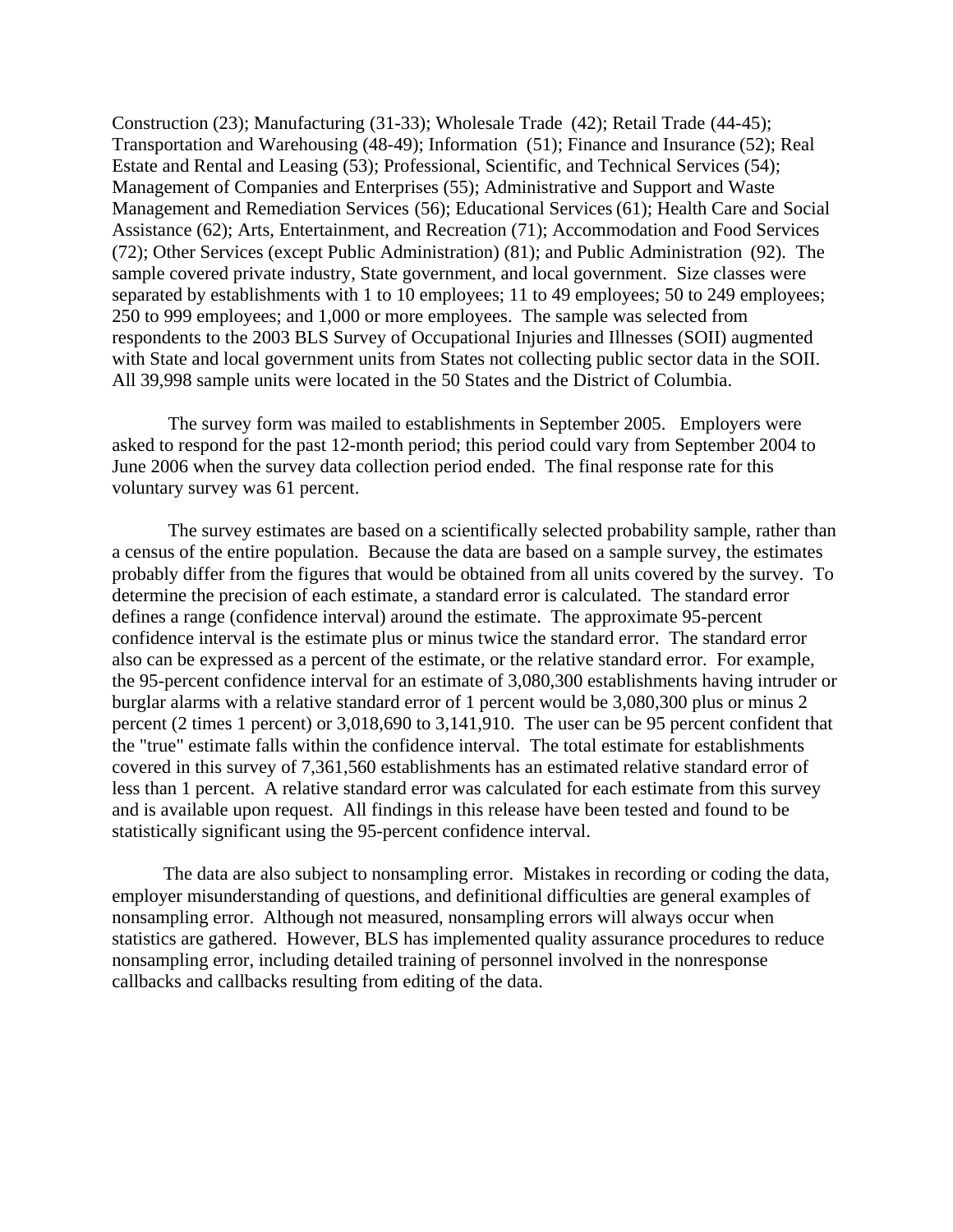Construction (23); Manufacturing (31-33); Wholesale Trade (42); Retail Trade (44-45); Transportation and Warehousing (48-49); Information (51); Finance and Insurance (52); Real Estate and Rental and Leasing (53); Professional, Scientific, and Technical Services (54); Management of Companies and Enterprises (55); Administrative and Support and Waste Management and Remediation Services (56); Educational Services (61); Health Care and Social Assistance (62); Arts, Entertainment, and Recreation (71); Accommodation and Food Services (72); Other Services (except Public Administration) (81); and Public Administration (92). The sample covered private industry, State government, and local government. Size classes were separated by establishments with 1 to 10 employees; 11 to 49 employees; 50 to 249 employees; 250 to 999 employees; and 1,000 or more employees. The sample was selected from respondents to the 2003 BLS Survey of Occupational Injuries and Illnesses (SOII) augmented with State and local government units from States not collecting public sector data in the SOII. All 39,998 sample units were located in the 50 States and the District of Columbia.

The survey form was mailed to establishments in September 2005. Employers were asked to respond for the past 12-month period; this period could vary from September 2004 to June 2006 when the survey data collection period ended. The final response rate for this voluntary survey was 61 percent.

The survey estimates are based on a scientifically selected probability sample, rather than a census of the entire population. Because the data are based on a sample survey, the estimates probably differ from the figures that would be obtained from all units covered by the survey. To determine the precision of each estimate, a standard error is calculated. The standard error defines a range (confidence interval) around the estimate. The approximate 95-percent confidence interval is the estimate plus or minus twice the standard error. The standard error also can be expressed as a percent of the estimate, or the relative standard error. For example, the 95-percent confidence interval for an estimate of 3,080,300 establishments having intruder or burglar alarms with a relative standard error of 1 percent would be 3,080,300 plus or minus 2 percent (2 times 1 percent) or 3,018,690 to 3,141,910. The user can be 95 percent confident that the "true" estimate falls within the confidence interval. The total estimate for establishments covered in this survey of 7,361,560 establishments has an estimated relative standard error of less than 1 percent. A relative standard error was calculated for each estimate from this survey and is available upon request. All findings in this release have been tested and found to be statistically significant using the 95-percent confidence interval.

The data are also subject to nonsampling error. Mistakes in recording or coding the data, employer misunderstanding of questions, and definitional difficulties are general examples of nonsampling error. Although not measured, nonsampling errors will always occur when statistics are gathered. However, BLS has implemented quality assurance procedures to reduce nonsampling error, including detailed training of personnel involved in the nonresponse callbacks and callbacks resulting from editing of the data.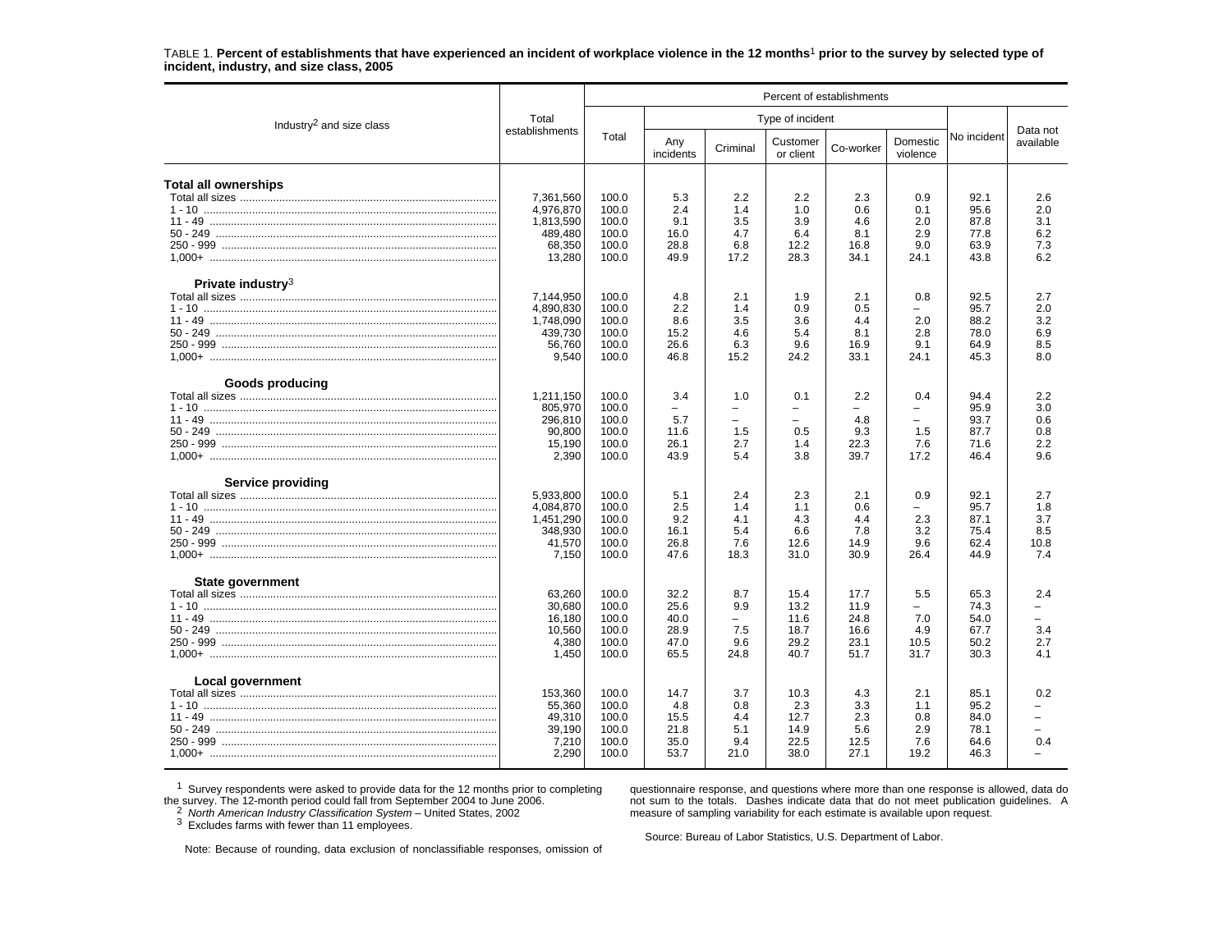TABLE 1. **Percent of establishments that have experienced an incident of workplace violence in the 12 months[1] prior to the survey by selected type of incident, industry, and size class, 2005**

| Industry[2] and size class | Total establishments | Percent of establishments | | | | | | | | |
|---|---|---|---|---|---|---|---|---|---|---|
| | | Total | Type of incident | | | | | | No incident | Data not available |
| | | | Any incidents | Criminal | Customer or client | Co-worker | Domestic violence | | | |
| **Total all ownerships** | | | | | | | | | | |
| Total all sizes | 7,361,560 | 100.0 | 5.3 | 2.2 | 2.2 | 2.3 | 0.9 | | 92.1 | 2.6 |
| 1 - 10 | 4,976,870 | 100.0 | 2.4 | 1.4 | 1.0 | 0.6 | 0.1 | | 95.6 | 2.0 |
| 11 - 49 | 1,813,590 | 100.0 | 9.1 | 3.5 | 3.9 | 4.6 | 2.0 | | 87.8 | 3.1 |
| 50 - 249 | 489,480 | 100.0 | 16.0 | 4.7 | 6.4 | 8.1 | 2.9 | | 77.8 | 6.2 |
| 250 - 999 | 68,350 | 100.0 | 28.8 | 6.8 | 12.2 | 16.8 | 9.0 | | 63.9 | 7.3 |
| 1,000+ | 13,280 | 100.0 | 49.9 | 17.2 | 28.3 | 34.1 | 24.1 | | 43.8 | 6.2 |
| **Private industry[3]** | | | | | | | | | | |
| Total all sizes | 7,144,950 | 100.0 | 4.8 | 2.1 | 1.9 | 2.1 | 0.8 | | 92.5 | 2.7 |
| 1 - 10 | 4,890,830 | 100.0 | 2.2 | 1.4 | 0.9 | 0.5 | – | | 95.7 | 2.0 |
| 11 - 49 | 1,748,090 | 100.0 | 8.6 | 3.5 | 3.6 | 4.4 | 2.0 | | 88.2 | 3.2 |
| 50 - 249 | 439,730 | 100.0 | 15.2 | 4.6 | 5.4 | 8.1 | 2.8 | | 78.0 | 6.9 |
| 250 - 999 | 56,760 | 100.0 | 26.6 | 6.3 | 9.6 | 16.9 | 9.1 | | 64.9 | 8.5 |
| 1,000+ | 9,540 | 100.0 | 46.8 | 15.2 | 24.2 | 33.1 | 24.1 | | 45.3 | 8.0 |
| **Goods producing** | | | | | | | | | | |
| Total all sizes | 1,211,150 | 100.0 | 3.4 | 1.0 | 0.1 | 2.2 | 0.4 | | 94.4 | 2.2 |
| 1 - 10 | 805,970 | 100.0 | – | – | – | – | – | | 95.9 | 3.0 |
| 11 - 49 | 296,810 | 100.0 | 5.7 | – | – | 4.8 | – | | 93.7 | 0.6 |
| 50 - 249 | 90,800 | 100.0 | 11.6 | 1.5 | 0.5 | 9.3 | 1.5 | | 87.7 | 0.8 |
| 250 - 999 | 15,190 | 100.0 | 26.1 | 2.7 | 1.4 | 22.3 | 7.6 | | 71.6 | 2.2 |
| 1,000+ | 2,390 | 100.0 | 43.9 | 5.4 | 3.8 | 39.7 | 17.2 | | 46.4 | 9.6 |
| **Service providing** | | | | | | | | | | |
| Total all sizes | 5,933,800 | 100.0 | 5.1 | 2.4 | 2.3 | 2.1 | 0.9 | | 92.1 | 2.7 |
| 1 - 10 | 4,084,870 | 100.0 | 2.5 | 1.4 | 1.1 | 0.6 | – | | 95.7 | 1.8 |
| 11 - 49 | 1,451,290 | 100.0 | 9.2 | 4.1 | 4.3 | 4.4 | 2.3 | | 87.1 | 3.7 |
| 50 - 249 | 348,930 | 100.0 | 16.1 | 5.4 | 6.6 | 7.8 | 3.2 | | 75.4 | 8.5 |
| 250 - 999 | 41,570 | 100.0 | 26.8 | 7.6 | 12.6 | 14.9 | 9.6 | | 62.4 | 10.8 |
| 1,000+ | 7,150 | 100.0 | 47.6 | 18.3 | 31.0 | 30.9 | 26.4 | | 44.9 | 7.4 |
| **State government** | | | | | | | | | | |
| Total all sizes | 63,260 | 100.0 | 32.2 | 8.7 | 15.4 | 17.7 | 5.5 | | 65.3 | 2.4 |
| 1 - 10 | 30,680 | 100.0 | 25.6 | 9.9 | 13.2 | 11.9 | – | | 74.3 | – |
| 11 - 49 | 16,180 | 100.0 | 40.0 | – | 11.6 | 24.8 | 7.0 | | 54.0 | – |
| 50 - 249 | 10,560 | 100.0 | 28.9 | 7.5 | 18.7 | 16.6 | 4.9 | | 67.7 | 3.4 |
| 250 - 999 | 4,380 | 100.0 | 47.0 | 9.6 | 29.2 | 23.1 | 10.5 | | 50.2 | 2.7 |
| 1,000+ | 1,450 | 100.0 | 65.5 | 24.8 | 40.7 | 51.7 | 31.7 | | 30.3 | 4.1 |
| **Local government** | | | | | | | | | | |
| Total all sizes | 153,360 | 100.0 | 14.7 | 3.7 | 10.3 | 4.3 | 2.1 | | 85.1 | 0.2 |
| 1 - 10 | 55,360 | 100.0 | 4.8 | 0.8 | 2.3 | 3.3 | 1.1 | | 95.2 | – |
| 11 - 49 | 49,310 | 100.0 | 15.5 | 4.4 | 12.7 | 2.3 | 0.8 | | 84.0 | – |
| 50 - 249 | 39,190 | 100.0 | 21.8 | 5.1 | 14.9 | 5.6 | 2.9 | | 78.1 | – |
| 250 - 999 | 7,210 | 100.0 | 35.0 | 9.4 | 22.5 | 12.5 | 7.6 | | 64.6 | 0.4 |
| 1,000+ | 2,290 | 100.0 | 53.7 | 21.0 | 38.0 | 27.1 | 19.2 | | 46.3 | – |

[1] Survey respondents were asked to provide data for the 12 months prior to completing the survey. The 12-month period could fall from September 2004 to June 2006.

[2] *North American Industry Classification System* – United States, 2002

[3] Excludes farms with fewer than 11 employees.

Note: Because of rounding, data exclusion of nonclassifiable responses, omission of questionnaire response, and questions where more than one response is allowed, data do not sum to the totals. Dashes indicate data that do not meet publication guidelines. A measure of sampling variability for each estimate is available upon request.

Source: Bureau of Labor Statistics, U.S. Department of Labor.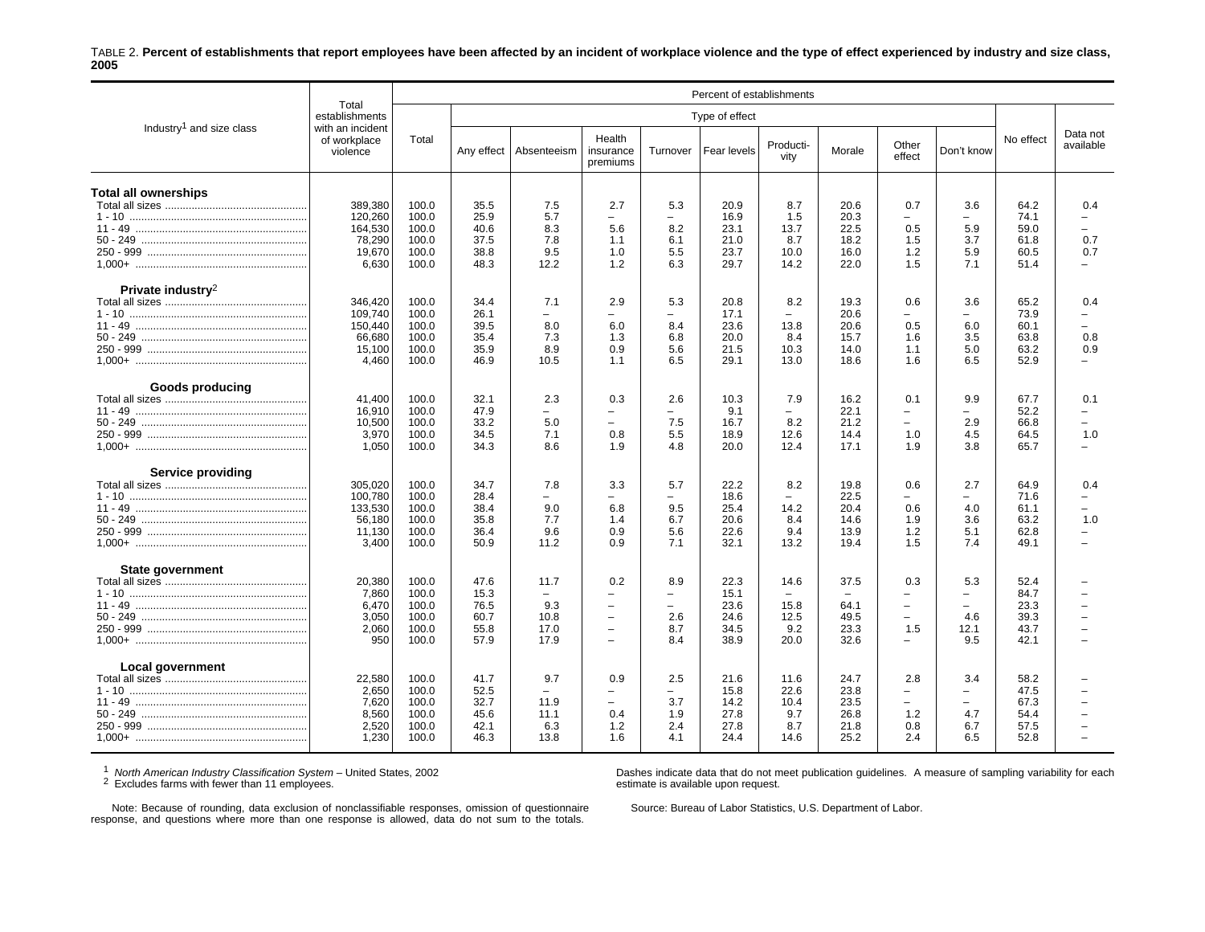TABLE 2. **Percent of establishments that report employees have been affected by an incident of workplace violence and the type of effect experienced by industry and size class, 2005**

| Industry[1] and size class | Total establishments with an incident of workplace violence | Percent of establishments | | | | | | | | | | | |
|---|---|---|---|---|---|---|---|---|---|---|---|---|---|
| | | Total | Type of effect | | | | | | | | | No effect | Data not available |
| | | | Any effect | Absenteeism | Health insurance premiums | Turnover | Fear levels | Productivity | Morale | Other effect | Don't know | | |
| **Total all ownerships** | | | | | | | | | | | | | |
| Total all sizes | 389,380 | 100.0 | 35.5 | 7.5 | 2.7 | 5.3 | 20.9 | 8.7 | 20.6 | 0.7 | 3.6 | 64.2 | 0.4 |
| 1 - 10 | 120,260 | 100.0 | 25.9 | 5.7 | – | – | 16.9 | 1.5 | 20.3 | – | – | 74.1 | – |
| 11 - 49 | 164,530 | 100.0 | 40.6 | 8.3 | 5.6 | 8.2 | 23.1 | 13.7 | 22.5 | 0.5 | 5.9 | 59.0 | – |
| 50 - 249 | 78,290 | 100.0 | 37.5 | 7.8 | 1.1 | 6.1 | 21.0 | 8.7 | 18.2 | 1.5 | 3.7 | 61.8 | 0.7 |
| 250 - 999 | 19,670 | 100.0 | 38.8 | 9.5 | 1.0 | 5.5 | 23.7 | 10.0 | 16.0 | 1.2 | 5.9 | 60.5 | 0.7 |
| 1,000+ | 6,630 | 100.0 | 48.3 | 12.2 | 1.2 | 6.3 | 29.7 | 14.2 | 22.0 | 1.5 | 7.1 | 51.4 | – |
| **Private industry**[2] | | | | | | | | | | | | | |
| Total all sizes | 346,420 | 100.0 | 34.4 | 7.1 | 2.9 | 5.3 | 20.8 | 8.2 | 19.3 | 0.6 | 3.6 | 65.2 | 0.4 |
| 1 - 10 | 109,740 | 100.0 | 26.1 | – | – | – | 17.1 | – | 20.6 | – | – | 73.9 | – |
| 11 - 49 | 150,440 | 100.0 | 39.5 | 8.0 | 6.0 | 8.4 | 23.6 | 13.8 | 20.6 | 0.5 | 6.0 | 60.1 | – |
| 50 - 249 | 66,680 | 100.0 | 35.4 | 7.3 | 1.3 | 6.8 | 20.0 | 8.4 | 15.7 | 1.6 | 3.5 | 63.8 | 0.8 |
| 250 - 999 | 15,100 | 100.0 | 35.9 | 8.9 | 0.9 | 5.6 | 21.5 | 10.3 | 14.0 | 1.1 | 5.0 | 63.2 | 0.9 |
| 1,000+ | 4,460 | 100.0 | 46.9 | 10.5 | 1.1 | 6.5 | 29.1 | 13.0 | 18.6 | 1.6 | 6.5 | 52.9 | – |
| **Goods producing** | | | | | | | | | | | | | |
| Total all sizes | 41,400 | 100.0 | 32.1 | 2.3 | 0.3 | 2.6 | 10.3 | 7.9 | 16.2 | 0.1 | 9.9 | 67.7 | 0.1 |
| 11 - 49 | 16,910 | 100.0 | 47.9 | – | – | – | 9.1 | – | 22.1 | – | – | 52.2 | – |
| 50 - 249 | 10,500 | 100.0 | 33.2 | 5.0 | – | 7.5 | 16.7 | 8.2 | 21.2 | – | 2.9 | 66.8 | – |
| 250 - 999 | 3,970 | 100.0 | 34.5 | 7.1 | 0.8 | 5.5 | 18.9 | 12.6 | 14.4 | 1.0 | 4.5 | 64.5 | 1.0 |
| 1,000+ | 1,050 | 100.0 | 34.3 | 8.6 | 1.9 | 4.8 | 20.0 | 12.4 | 17.1 | 1.9 | 3.8 | 65.7 | – |
| **Service providing** | | | | | | | | | | | | | |
| Total all sizes | 305,020 | 100.0 | 34.7 | 7.8 | 3.3 | 5.7 | 22.2 | 8.2 | 19.8 | 0.6 | 2.7 | 64.9 | 0.4 |
| 1 - 10 | 100,780 | 100.0 | 28.4 | – | – | – | 18.6 | – | 22.5 | – | – | 71.6 | – |
| 11 - 49 | 133,530 | 100.0 | 38.4 | 9.0 | 6.8 | 9.5 | 25.4 | 14.2 | 20.4 | 0.6 | 4.0 | 61.1 | – |
| 50 - 249 | 56,180 | 100.0 | 35.8 | 7.7 | 1.4 | 6.7 | 20.6 | 8.4 | 14.6 | 1.9 | 3.6 | 63.2 | 1.0 |
| 250 - 999 | 11,130 | 100.0 | 36.4 | 9.6 | 0.9 | 5.6 | 22.6 | 9.4 | 13.9 | 1.2 | 5.1 | 62.8 | – |
| 1,000+ | 3,400 | 100.0 | 50.9 | 11.2 | 0.9 | 7.1 | 32.1 | 13.2 | 19.4 | 1.5 | 7.4 | 49.1 | – |
| **State government** | | | | | | | | | | | | | |
| Total all sizes | 20,380 | 100.0 | 47.6 | 11.7 | 0.2 | 8.9 | 22.3 | 14.6 | 37.5 | 0.3 | 5.3 | 52.4 | – |
| 1 - 10 | 7,860 | 100.0 | 15.3 | – | – | – | 15.1 | – | – | – | – | 84.7 | – |
| 11 - 49 | 6,470 | 100.0 | 76.5 | 9.3 | – | – | 23.6 | 15.8 | 64.1 | – | – | 23.3 | – |
| 50 - 249 | 3,050 | 100.0 | 60.7 | 10.8 | – | 2.6 | 24.6 | 12.5 | 49.5 | – | 4.6 | 39.3 | – |
| 250 - 999 | 2,060 | 100.0 | 55.8 | 17.0 | – | 8.7 | 34.5 | 9.2 | 23.3 | 1.5 | 12.1 | 43.7 | – |
| 1,000+ | 950 | 100.0 | 57.9 | 17.9 | – | 8.4 | 38.9 | 20.0 | 32.6 | – | 9.5 | 42.1 | – |
| **Local government** | | | | | | | | | | | | | |
| Total all sizes | 22,580 | 100.0 | 41.7 | 9.7 | 0.9 | 2.5 | 21.6 | 11.6 | 24.7 | 2.8 | 3.4 | 58.2 | – |
| 1 - 10 | 2,650 | 100.0 | 52.5 | – | – | – | 15.8 | 22.6 | 23.8 | – | – | 47.5 | – |
| 11 - 49 | 7,620 | 100.0 | 32.7 | 11.9 | – | 3.7 | 14.2 | 10.4 | 23.5 | – | – | 67.3 | – |
| 50 - 249 | 8,560 | 100.0 | 45.6 | 11.1 | 0.4 | 1.9 | 27.8 | 9.7 | 26.8 | 1.2 | 4.7 | 54.4 | – |
| 250 - 999 | 2,520 | 100.0 | 42.1 | 6.3 | 1.2 | 2.4 | 27.8 | 8.7 | 21.8 | 0.8 | 6.7 | 57.5 | – |
| 1,000+ | 1,230 | 100.0 | 46.3 | 13.8 | 1.6 | 4.1 | 24.4 | 14.6 | 25.2 | 2.4 | 6.5 | 52.8 | – |

[1] *North American Industry Classification System* – United States, 2002
[2] Excludes farms with fewer than 11 employees.

Dashes indicate data that do not meet publication guidelines. A measure of sampling variability for each estimate is available upon request.

Note: Because of rounding, data exclusion of nonclassifiable responses, omission of questionnaire response, and questions where more than one response is allowed, data do not sum to the totals.

Source: Bureau of Labor Statistics, U.S. Department of Labor.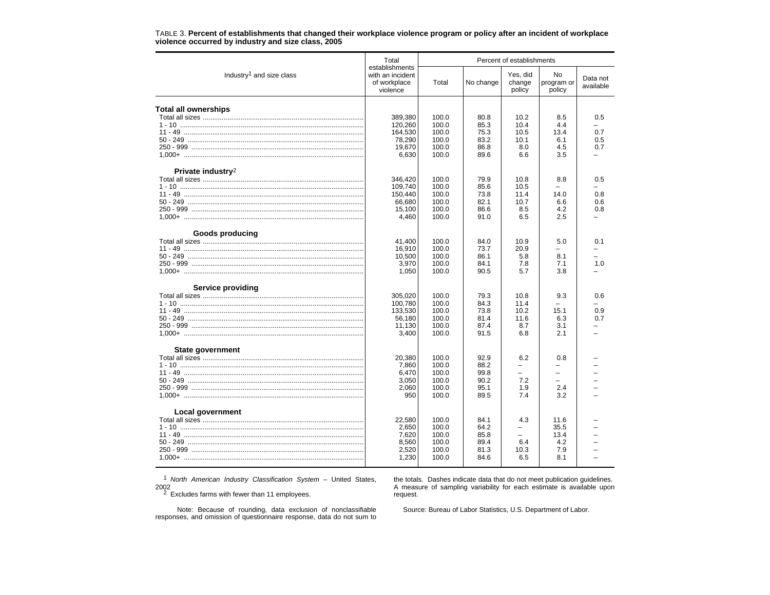TABLE 3. **Percent of establishments that changed their workplace violence program or policy after an incident of workplace violence occurred by industry and size class, 2005**

| Industry[1] and size class | Total establishments with an incident of workplace violence | Percent of establishments | | | | |
|---|---|---|---|---|---|---|
| | | Total | No change | Yes, did change policy | No program or policy | Data not available |
| **Total all ownerships** | | | | | | |
| Total all sizes | 389,380 | 100.0 | 80.8 | 10.2 | 8.5 | 0.5 |
| 1 - 10 | 120,260 | 100.0 | 85.3 | 10.4 | 4.4 | – |
| 11 - 49 | 164,530 | 100.0 | 75.3 | 10.5 | 13.4 | 0.7 |
| 50 - 249 | 78,290 | 100.0 | 83.2 | 10.1 | 6.1 | 0.5 |
| 250 - 999 | 19,670 | 100.0 | 86.8 | 8.0 | 4.5 | 0.7 |
| 1,000+ | 6,630 | 100.0 | 89.6 | 6.6 | 3.5 | – |
| **Private industry[2]** | | | | | | |
| Total all sizes | 346,420 | 100.0 | 79.9 | 10.8 | 8.8 | 0.5 |
| 1 - 10 | 109,740 | 100.0 | 85.6 | 10.5 | – | – |
| 11 - 49 | 150,440 | 100.0 | 73.8 | 11.4 | 14.0 | 0.8 |
| 50 - 249 | 66,680 | 100.0 | 82.1 | 10.7 | 6.6 | 0.6 |
| 250 - 999 | 15,100 | 100.0 | 86.6 | 8.5 | 4.2 | 0.8 |
| 1,000+ | 4,460 | 100.0 | 91.0 | 6.5 | 2.5 | – |
| **Goods producing** | | | | | | |
| Total all sizes | 41,400 | 100.0 | 84.0 | 10.9 | 5.0 | 0.1 |
| 11 - 49 | 16,910 | 100.0 | 73.7 | 20.9 | – | – |
| 50 - 249 | 10,500 | 100.0 | 86.1 | 5.8 | 8.1 | – |
| 250 - 999 | 3,970 | 100.0 | 84.1 | 7.8 | 7.1 | 1.0 |
| 1,000+ | 1,050 | 100.0 | 90.5 | 5.7 | 3.8 | – |
| **Service providing** | | | | | | |
| Total all sizes | 305,020 | 100.0 | 79.3 | 10.8 | 9.3 | 0.6 |
| 1 - 10 | 100,780 | 100.0 | 84.3 | 11.4 | – | – |
| 11 - 49 | 133,530 | 100.0 | 73.8 | 10.2 | 15.1 | 0.9 |
| 50 - 249 | 56,180 | 100.0 | 81.4 | 11.6 | 6.3 | 0.7 |
| 250 - 999 | 11,130 | 100.0 | 87.4 | 8.7 | 3.1 | – |
| 1,000+ | 3,400 | 100.0 | 91.5 | 6.8 | 2.1 | – |
| **State government** | | | | | | |
| Total all sizes | 20,380 | 100.0 | 92.9 | 6.2 | 0.8 | – |
| 1 - 10 | 7,860 | 100.0 | 88.2 | – | – | – |
| 11 - 49 | 6,470 | 100.0 | 99.8 | – | – | – |
| 50 - 249 | 3,050 | 100.0 | 90.2 | 7.2 | – | – |
| 250 - 999 | 2,060 | 100.0 | 95.1 | 1.9 | 2.4 | – |
| 1,000+ | 950 | 100.0 | 89.5 | 7.4 | 3.2 | – |
| **Local government** | | | | | | |
| Total all sizes | 22,580 | 100.0 | 84.1 | 4.3 | 11.6 | – |
| 1 - 10 | 2,650 | 100.0 | 64.2 | – | 35.5 | – |
| 11 - 49 | 7,620 | 100.0 | 85.8 | – | 13.4 | – |
| 50 - 249 | 8,560 | 100.0 | 89.4 | 6.4 | 4.2 | – |
| 250 - 999 | 2,520 | 100.0 | 81.3 | 10.3 | 7.9 | – |
| 1,000+ | 1,230 | 100.0 | 84.6 | 6.5 | 8.1 | – |

[1] *North American Industry Classification System* – United States, 2002

[2] Excludes farms with fewer than 11 employees.

Note: Because of rounding, data exclusion of nonclassifiable responses, and omission of questionnaire response, data do not sum to the totals. Dashes indicate data that do not meet publication guidelines. A measure of sampling variability for each estimate is available upon request.

Source: Bureau of Labor Statistics, U.S. Department of Labor.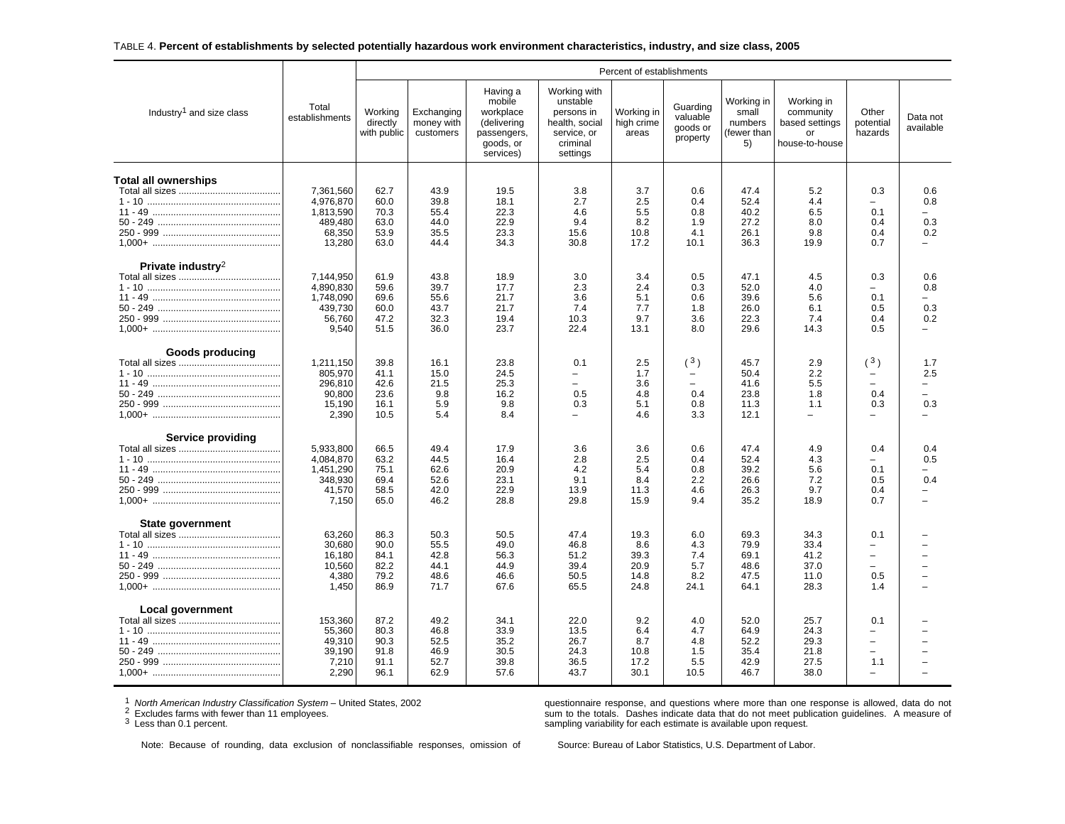TABLE 4. **Percent of establishments by selected potentially hazardous work environment characteristics, industry, and size class, 2005**

| Industry[1] and size class | Total establishments | Percent of establishments | | | | | | | | | |
|---|---|---|---|---|---|---|---|---|---|---|---|
| | | Working directly with public | Exchanging money with customers | Having a mobile workplace (delivering passengers, goods, or services) | Working with unstable persons in health, social service, or criminal settings | Working in high crime areas | Guarding valuable goods or property | Working in small numbers (fewer than 5) | Working in community based settings or house-to-house | Other potential hazards | Data not available |
| **Total all ownerships** | | | | | | | | | | | |
| Total all sizes | 7,361,560 | 62.7 | 43.9 | 19.5 | 3.8 | 3.7 | 0.6 | 47.4 | 5.2 | 0.3 | 0.6 |
| 1 - 10 | 4,976,870 | 60.0 | 39.8 | 18.1 | 2.7 | 2.5 | 0.4 | 52.4 | 4.4 | – | 0.8 |
| 11 - 49 | 1,813,590 | 70.3 | 55.4 | 22.3 | 4.6 | 5.5 | 0.8 | 40.2 | 6.5 | 0.1 | – |
| 50 - 249 | 489,480 | 63.0 | 44.0 | 22.9 | 9.4 | 8.2 | 1.9 | 27.2 | 8.0 | 0.4 | 0.3 |
| 250 - 999 | 68,350 | 53.9 | 35.5 | 23.3 | 15.6 | 10.8 | 4.1 | 26.1 | 9.8 | 0.4 | 0.2 |
| 1,000+ | 13,280 | 63.0 | 44.4 | 34.3 | 30.8 | 17.2 | 10.1 | 36.3 | 19.9 | 0.7 | – |
| **Private industry[2]** | | | | | | | | | | | |
| Total all sizes | 7,144,950 | 61.9 | 43.8 | 18.9 | 3.0 | 3.4 | 0.5 | 47.1 | 4.5 | 0.3 | 0.6 |
| 1 - 10 | 4,890,830 | 59.6 | 39.7 | 17.7 | 2.3 | 2.4 | 0.3 | 52.0 | 4.0 | – | 0.8 |
| 11 - 49 | 1,748,090 | 69.6 | 55.6 | 21.7 | 3.6 | 5.1 | 0.6 | 39.6 | 5.6 | 0.1 | – |
| 50 - 249 | 439,730 | 60.0 | 43.7 | 21.7 | 7.4 | 7.7 | 1.8 | 26.0 | 6.1 | 0.5 | 0.3 |
| 250 - 999 | 56,760 | 47.2 | 32.3 | 19.4 | 10.3 | 9.7 | 3.6 | 22.3 | 7.4 | 0.4 | 0.2 |
| 1,000+ | 9,540 | 51.5 | 36.0 | 23.7 | 22.4 | 13.1 | 8.0 | 29.6 | 14.3 | 0.5 | – |
| **Goods producing** | | | | | | | | | | | |
| Total all sizes | 1,211,150 | 39.8 | 16.1 | 23.8 | 0.1 | 2.5 | ([3]) | 45.7 | 2.9 | ([3]) | 1.7 |
| 1 - 10 | 805,970 | 41.1 | 15.0 | 24.5 | – | 1.7 | – | 50.4 | 2.2 | – | 2.5 |
| 11 - 49 | 296,810 | 42.6 | 21.5 | 25.3 | – | 3.6 | – | 41.6 | 5.5 | – | – |
| 50 - 249 | 90,800 | 23.6 | 9.8 | 16.2 | 0.5 | 4.8 | 0.4 | 23.8 | 1.8 | 0.4 | – |
| 250 - 999 | 15,190 | 16.1 | 5.9 | 9.8 | 0.3 | 5.1 | 0.8 | 11.3 | 1.1 | 0.3 | 0.3 |
| 1,000+ | 2,390 | 10.5 | 5.4 | 8.4 | – | 4.6 | 3.3 | 12.1 | – | – | – |
| **Service providing** | | | | | | | | | | | |
| Total all sizes | 5,933,800 | 66.5 | 49.4 | 17.9 | 3.6 | 3.6 | 0.6 | 47.4 | 4.9 | 0.4 | 0.4 |
| 1 - 10 | 4,084,870 | 63.2 | 44.5 | 16.4 | 2.8 | 2.5 | 0.4 | 52.4 | 4.3 | – | 0.5 |
| 11 - 49 | 1,451,290 | 75.1 | 62.6 | 20.9 | 4.2 | 5.4 | 0.8 | 39.2 | 5.6 | 0.1 | – |
| 50 - 249 | 348,930 | 69.4 | 52.6 | 23.1 | 9.1 | 8.4 | 2.2 | 26.6 | 7.2 | 0.5 | 0.4 |
| 250 - 999 | 41,570 | 58.5 | 42.0 | 22.9 | 13.9 | 11.3 | 4.6 | 26.3 | 9.7 | 0.4 | – |
| 1,000+ | 7,150 | 65.0 | 46.2 | 28.8 | 29.8 | 15.9 | 9.4 | 35.2 | 18.9 | 0.7 | – |
| **State government** | | | | | | | | | | | |
| Total all sizes | 63,260 | 86.3 | 50.3 | 50.5 | 47.4 | 19.3 | 6.0 | 69.3 | 34.3 | 0.1 | – |
| 1 - 10 | 30,680 | 90.0 | 55.5 | 49.0 | 46.8 | 8.6 | 4.3 | 79.9 | 33.4 | – | – |
| 11 - 49 | 16,180 | 84.1 | 42.8 | 56.3 | 51.2 | 39.3 | 7.4 | 69.1 | 41.2 | – | – |
| 50 - 249 | 10,560 | 82.2 | 44.1 | 44.9 | 39.4 | 20.9 | 5.7 | 48.6 | 37.0 | – | – |
| 250 - 999 | 4,380 | 79.2 | 48.6 | 46.6 | 50.5 | 14.8 | 8.2 | 47.5 | 11.0 | 0.5 | – |
| 1,000+ | 1,450 | 86.9 | 71.7 | 67.6 | 65.5 | 24.8 | 24.1 | 64.1 | 28.3 | 1.4 | – |
| **Local government** | | | | | | | | | | | |
| Total all sizes | 153,360 | 87.2 | 49.2 | 34.1 | 22.0 | 9.2 | 4.0 | 52.0 | 25.7 | 0.1 | – |
| 1 - 10 | 55,360 | 80.3 | 46.8 | 33.9 | 13.5 | 6.4 | 4.7 | 64.9 | 24.3 | – | – |
| 11 - 49 | 49,310 | 90.3 | 52.5 | 35.2 | 26.7 | 8.7 | 4.8 | 52.2 | 29.3 | – | – |
| 50 - 249 | 39,190 | 91.8 | 46.9 | 30.5 | 24.3 | 10.8 | 1.5 | 35.4 | 21.8 | – | – |
| 250 - 999 | 7,210 | 91.1 | 52.7 | 39.8 | 36.5 | 17.2 | 5.5 | 42.9 | 27.5 | 1.1 | – |
| 1,000+ | 2,290 | 96.1 | 62.9 | 57.6 | 43.7 | 30.1 | 10.5 | 46.7 | 38.0 | – | – |

[1] *North American Industry Classification System* – United States, 2002
[2] Excludes farms with fewer than 11 employees.
[3] Less than 0.1 percent.

Note: Because of rounding, data exclusion of nonclassifiable responses, omission of questionnaire response, and questions where more than one response is allowed, data do not sum to the totals. Dashes indicate data that do not meet publication guidelines. A measure of sampling variability for each estimate is available upon request.

Source: Bureau of Labor Statistics, U.S. Department of Labor.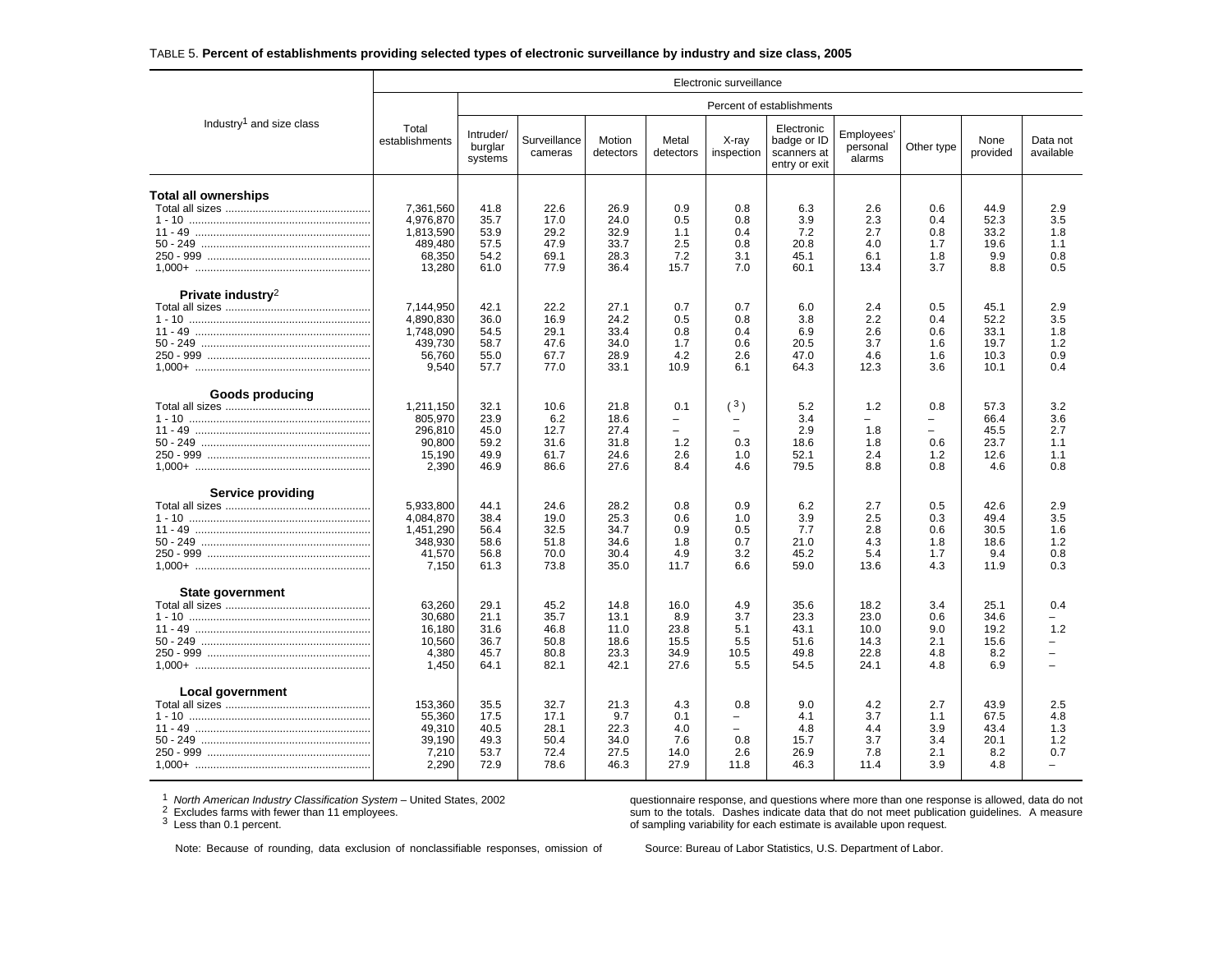TABLE 5. **Percent of establishments providing selected types of electronic surveillance by industry and size class, 2005**

| Industry[1] and size class | Electronic surveillance | | | | | | | | | | |
|---|---|---|---|---|---|---|---|---|---|---|---|
| | Total establishments | Percent of establishments | | | | | | | | | |
| | | Intruder/ burglar systems | Surveillance cameras | Motion detectors | Metal detectors | X-ray inspection | Electronic badge or ID scanners at entry or exit | Employees' personal alarms | Other type | None provided | Data not available |
| **Total all ownerships** | | | | | | | | | | | |
| Total all sizes | 7,361,560 | 41.8 | 22.6 | 26.9 | 0.9 | 0.8 | 6.3 | 2.6 | 0.6 | 44.9 | 2.9 |
| 1 - 10 | 4,976,870 | 35.7 | 17.0 | 24.0 | 0.5 | 0.8 | 3.9 | 2.3 | 0.4 | 52.3 | 3.5 |
| 11 - 49 | 1,813,590 | 53.9 | 29.2 | 32.9 | 1.1 | 0.4 | 7.2 | 2.7 | 0.8 | 33.2 | 1.8 |
| 50 - 249 | 489,480 | 57.5 | 47.9 | 33.7 | 2.5 | 0.8 | 20.8 | 4.0 | 1.7 | 19.6 | 1.1 |
| 250 - 999 | 68,350 | 54.2 | 69.1 | 28.3 | 7.2 | 3.1 | 45.1 | 6.1 | 1.8 | 9.9 | 0.8 |
| 1,000+ | 13,280 | 61.0 | 77.9 | 36.4 | 15.7 | 7.0 | 60.1 | 13.4 | 3.7 | 8.8 | 0.5 |
| **Private industry**[2] | | | | | | | | | | | |
| Total all sizes | 7,144,950 | 42.1 | 22.2 | 27.1 | 0.7 | 0.7 | 6.0 | 2.4 | 0.5 | 45.1 | 2.9 |
| 1 - 10 | 4,890,830 | 36.0 | 16.9 | 24.2 | 0.5 | 0.8 | 3.8 | 2.2 | 0.4 | 52.2 | 3.5 |
| 11 - 49 | 1,748,090 | 54.5 | 29.1 | 33.4 | 0.8 | 0.4 | 6.9 | 2.6 | 0.6 | 33.1 | 1.8 |
| 50 - 249 | 439,730 | 58.7 | 47.6 | 34.0 | 1.7 | 0.6 | 20.5 | 3.7 | 1.6 | 19.7 | 1.2 |
| 250 - 999 | 56,760 | 55.0 | 67.7 | 28.9 | 4.2 | 2.6 | 47.0 | 4.6 | 1.6 | 10.3 | 0.9 |
| 1,000+ | 9,540 | 57.7 | 77.0 | 33.1 | 10.9 | 6.1 | 64.3 | 12.3 | 3.6 | 10.1 | 0.4 |
| **Goods producing** | | | | | | | | | | | |
| Total all sizes | 1,211,150 | 32.1 | 10.6 | 21.8 | 0.1 | ([3]) | 5.2 | 1.2 | 0.8 | 57.3 | 3.2 |
| 1 - 10 | 805,970 | 23.9 | 6.2 | 18.6 | – | – | 3.4 | – | – | 66.4 | 3.6 |
| 11 - 49 | 296,810 | 45.0 | 12.7 | 27.4 | – | – | 2.9 | 1.8 | – | 45.5 | 2.7 |
| 50 - 249 | 90,800 | 59.2 | 31.6 | 31.8 | 1.2 | 0.3 | 18.6 | 1.8 | 0.6 | 23.7 | 1.1 |
| 250 - 999 | 15,190 | 49.9 | 61.7 | 24.6 | 2.6 | 1.0 | 52.1 | 2.4 | 1.2 | 12.6 | 1.1 |
| 1,000+ | 2,390 | 46.9 | 86.6 | 27.6 | 8.4 | 4.6 | 79.5 | 8.8 | 0.8 | 4.6 | 0.8 |
| **Service providing** | | | | | | | | | | | |
| Total all sizes | 5,933,800 | 44.1 | 24.6 | 28.2 | 0.8 | 0.9 | 6.2 | 2.7 | 0.5 | 42.6 | 2.9 |
| 1 - 10 | 4,084,870 | 38.4 | 19.0 | 25.3 | 0.6 | 1.0 | 3.9 | 2.5 | 0.3 | 49.4 | 3.5 |
| 11 - 49 | 1,451,290 | 56.4 | 32.5 | 34.7 | 0.9 | 0.5 | 7.7 | 2.8 | 0.6 | 30.5 | 1.6 |
| 50 - 249 | 348,930 | 58.6 | 51.8 | 34.6 | 1.8 | 0.7 | 21.0 | 4.3 | 1.8 | 18.6 | 1.2 |
| 250 - 999 | 41,570 | 56.8 | 70.0 | 30.4 | 4.9 | 3.2 | 45.2 | 5.4 | 1.7 | 9.4 | 0.8 |
| 1,000+ | 7,150 | 61.3 | 73.8 | 35.0 | 11.7 | 6.6 | 59.0 | 13.6 | 4.3 | 11.9 | 0.3 |
| **State government** | | | | | | | | | | | |
| Total all sizes | 63,260 | 29.1 | 45.2 | 14.8 | 16.0 | 4.9 | 35.6 | 18.2 | 3.4 | 25.1 | 0.4 |
| 1 - 10 | 30,680 | 21.1 | 35.7 | 13.1 | 8.9 | 3.7 | 23.3 | 23.0 | 0.6 | 34.6 | – |
| 11 - 49 | 16,180 | 31.6 | 46.8 | 11.0 | 23.8 | 5.1 | 43.1 | 10.0 | 9.0 | 19.2 | 1.2 |
| 50 - 249 | 10,560 | 36.7 | 50.8 | 18.6 | 15.5 | 5.5 | 51.6 | 14.3 | 2.1 | 15.6 | – |
| 250 - 999 | 4,380 | 45.7 | 80.8 | 23.3 | 34.9 | 10.5 | 49.8 | 22.8 | 4.8 | 8.2 | – |
| 1,000+ | 1,450 | 64.1 | 82.1 | 42.1 | 27.6 | 5.5 | 54.5 | 24.1 | 4.8 | 6.9 | – |
| **Local government** | | | | | | | | | | | |
| Total all sizes | 153,360 | 35.5 | 32.7 | 21.3 | 4.3 | 0.8 | 9.0 | 4.2 | 2.7 | 43.9 | 2.5 |
| 1 - 10 | 55,360 | 17.5 | 17.1 | 9.7 | 0.1 | – | 4.1 | 3.7 | 1.1 | 67.5 | 4.8 |
| 11 - 49 | 49,310 | 40.5 | 28.1 | 22.3 | 4.0 | – | 4.8 | 4.4 | 3.9 | 43.4 | 1.3 |
| 50 - 249 | 39,190 | 49.3 | 50.4 | 34.0 | 7.6 | 0.8 | 15.7 | 3.7 | 3.4 | 20.1 | 1.2 |
| 250 - 999 | 7,210 | 53.7 | 72.4 | 27.5 | 14.0 | 2.6 | 26.9 | 7.8 | 2.1 | 8.2 | 0.7 |
| 1,000+ | 2,290 | 72.9 | 78.6 | 46.3 | 27.9 | 11.8 | 46.3 | 11.4 | 3.9 | 4.8 | – |

[1] *North American Industry Classification System* – United States, 2002
[2] Excludes farms with fewer than 11 employees.
[3] Less than 0.1 percent.

Note: Because of rounding, data exclusion of nonclassifiable responses, omission of questionnaire response, and questions where more than one response is allowed, data do not sum to the totals. Dashes indicate data that do not meet publication guidelines. A measure of sampling variability for each estimate is available upon request.

Source: Bureau of Labor Statistics, U.S. Department of Labor.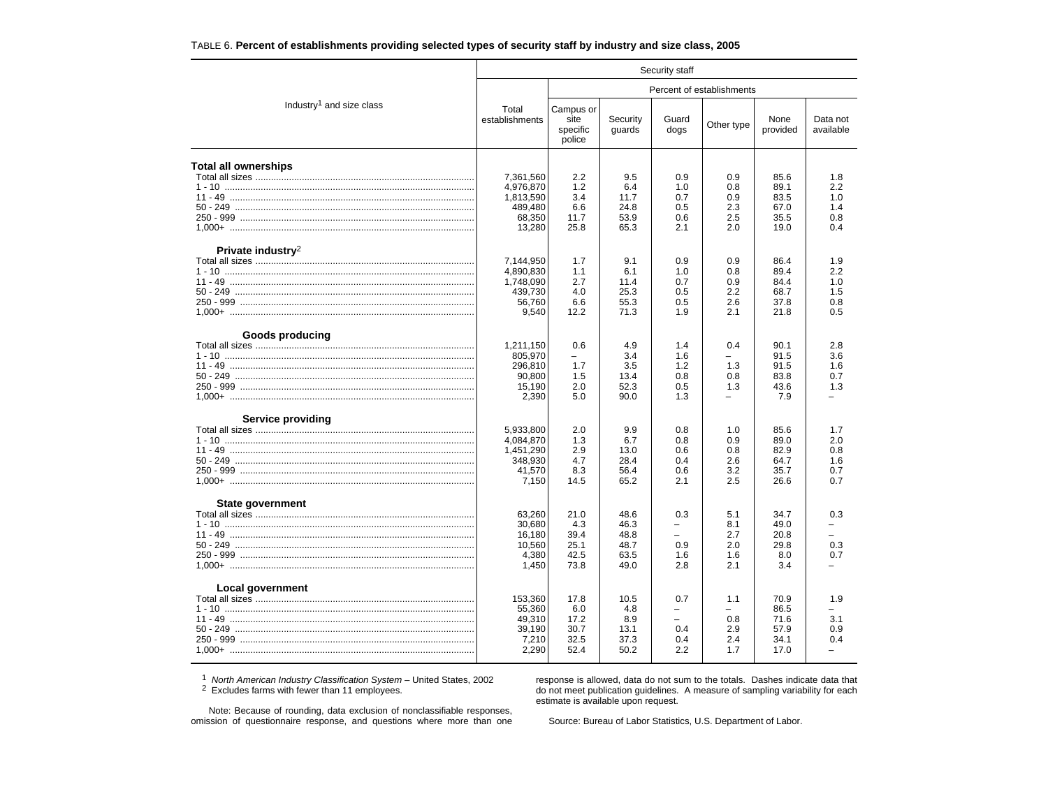TABLE 6. **Percent of establishments providing selected types of security staff by industry and size class, 2005**

| Industry[1] and size class | Security staff | | | | | | |
|---|---|---|---|---|---|---|---|
| | Total establishments | Percent of establishments | | | | | |
| | | Campus or site specific police | Security guards | Guard dogs | Other type | None provided | Data not available |
| **Total all ownerships** | | | | | | | |
| Total all sizes | 7,361,560 | 2.2 | 9.5 | 0.9 | 0.9 | 85.6 | 1.8 |
| 1 - 10 | 4,976,870 | 1.2 | 6.4 | 1.0 | 0.8 | 89.1 | 2.2 |
| 11 - 49 | 1,813,590 | 3.4 | 11.7 | 0.7 | 0.9 | 83.5 | 1.0 |
| 50 - 249 | 489,480 | 6.6 | 24.8 | 0.5 | 2.3 | 67.0 | 1.4 |
| 250 - 999 | 68,350 | 11.7 | 53.9 | 0.6 | 2.5 | 35.5 | 0.8 |
| 1,000+ | 13,280 | 25.8 | 65.3 | 2.1 | 2.0 | 19.0 | 0.4 |
| **Private industry[2]** | | | | | | | |
| Total all sizes | 7,144,950 | 1.7 | 9.1 | 0.9 | 0.9 | 86.4 | 1.9 |
| 1 - 10 | 4,890,830 | 1.1 | 6.1 | 1.0 | 0.8 | 89.4 | 2.2 |
| 11 - 49 | 1,748,090 | 2.7 | 11.4 | 0.7 | 0.9 | 84.4 | 1.0 |
| 50 - 249 | 439,730 | 4.0 | 25.3 | 0.5 | 2.2 | 68.7 | 1.5 |
| 250 - 999 | 56,760 | 6.6 | 55.3 | 0.5 | 2.6 | 37.8 | 0.8 |
| 1,000+ | 9,540 | 12.2 | 71.3 | 1.9 | 2.1 | 21.8 | 0.5 |
| **Goods producing** | | | | | | | |
| Total all sizes | 1,211,150 | 0.6 | 4.9 | 1.4 | 0.4 | 90.1 | 2.8 |
| 1 - 10 | 805,970 | – | 3.4 | 1.6 | – | 91.5 | 3.6 |
| 11 - 49 | 296,810 | 1.7 | 3.5 | 1.2 | 1.3 | 91.5 | 1.6 |
| 50 - 249 | 90,800 | 1.5 | 13.4 | 0.8 | 0.8 | 83.8 | 0.7 |
| 250 - 999 | 15,190 | 2.0 | 52.3 | 0.5 | 1.3 | 43.6 | 1.3 |
| 1,000+ | 2,390 | 5.0 | 90.0 | 1.3 | – | 7.9 | – |
| **Service providing** | | | | | | | |
| Total all sizes | 5,933,800 | 2.0 | 9.9 | 0.8 | 1.0 | 85.6 | 1.7 |
| 1 - 10 | 4,084,870 | 1.3 | 6.7 | 0.8 | 0.9 | 89.0 | 2.0 |
| 11 - 49 | 1,451,290 | 2.9 | 13.0 | 0.6 | 0.8 | 82.9 | 0.8 |
| 50 - 249 | 348,930 | 4.7 | 28.4 | 0.4 | 2.6 | 64.7 | 1.6 |
| 250 - 999 | 41,570 | 8.3 | 56.4 | 0.6 | 3.2 | 35.7 | 0.7 |
| 1,000+ | 7,150 | 14.5 | 65.2 | 2.1 | 2.5 | 26.6 | 0.7 |
| **State government** | | | | | | | |
| Total all sizes | 63,260 | 21.0 | 48.6 | 0.3 | 5.1 | 34.7 | 0.3 |
| 1 - 10 | 30,680 | 4.3 | 46.3 | – | 8.1 | 49.0 | – |
| 11 - 49 | 16,180 | 39.4 | 48.8 | – | 2.7 | 20.8 | – |
| 50 - 249 | 10,560 | 25.1 | 48.7 | 0.9 | 2.0 | 29.8 | 0.3 |
| 250 - 999 | 4,380 | 42.5 | 63.5 | 1.6 | 1.6 | 8.0 | 0.7 |
| 1,000+ | 1,450 | 73.8 | 49.0 | 2.8 | 2.1 | 3.4 | – |
| **Local government** | | | | | | | |
| Total all sizes | 153,360 | 17.8 | 10.5 | 0.7 | 1.1 | 70.9 | 1.9 |
| 1 - 10 | 55,360 | 6.0 | 4.8 | – | – | 86.5 | – |
| 11 - 49 | 49,310 | 17.2 | 8.9 | – | 0.8 | 71.6 | 3.1 |
| 50 - 249 | 39,190 | 30.7 | 13.1 | 0.4 | 2.9 | 57.9 | 0.9 |
| 250 - 999 | 7,210 | 32.5 | 37.3 | 0.4 | 2.4 | 34.1 | 0.4 |
| 1,000+ | 2,290 | 52.4 | 50.2 | 2.2 | 1.7 | 17.0 | – |

[1] *North American Industry Classification System* – United States, 2002
[2] Excludes farms with fewer than 11 employees.

Note: Because of rounding, data exclusion of nonclassifiable responses, omission of questionnaire response, and questions where more than one response is allowed, data do not sum to the totals. Dashes indicate data that do not meet publication guidelines. A measure of sampling variability for each estimate is available upon request.

Source: Bureau of Labor Statistics, U.S. Department of Labor.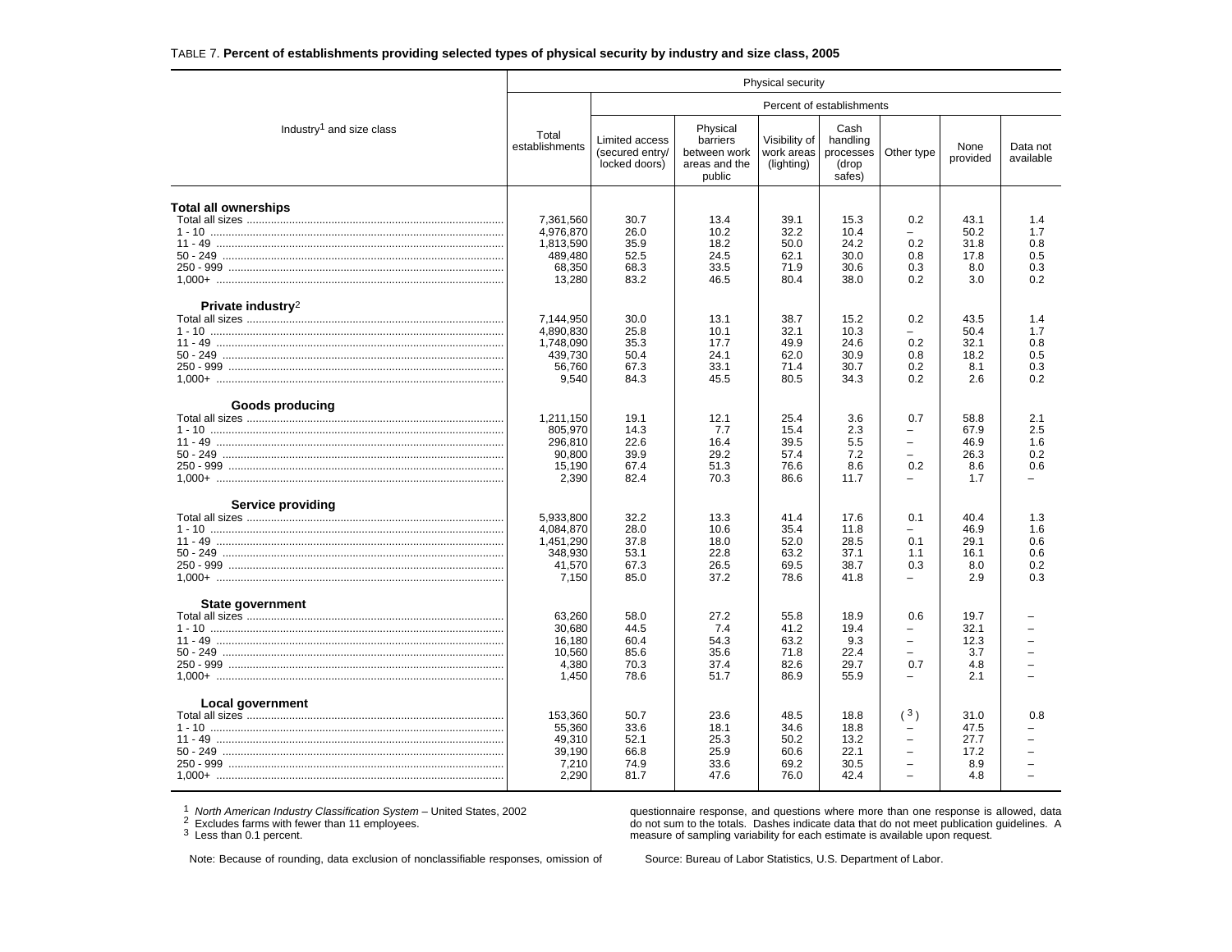TABLE 7. **Percent of establishments providing selected types of physical security by industry and size class, 2005**

| Industry[1] and size class | Physical security | | | | | | | |
|---|---|---|---|---|---|---|---|---|
| | Total establishments | Percent of establishments | | | | | | |
| | | Limited access (secured entry/ locked doors) | Physical barriers between work areas and the public | Visibility of work areas (lighting) | Cash handling processes (drop safes) | Other type | None provided | Data not available |
| **Total all ownerships** | | | | | | | | |
| Total all sizes | 7,361,560 | 30.7 | 13.4 | 39.1 | 15.3 | 0.2 | 43.1 | 1.4 |
| 1 - 10 | 4,976,870 | 26.0 | 10.2 | 32.2 | 10.4 | – | 50.2 | 1.7 |
| 11 - 49 | 1,813,590 | 35.9 | 18.2 | 50.0 | 24.2 | 0.2 | 31.8 | 0.8 |
| 50 - 249 | 489,480 | 52.5 | 24.5 | 62.1 | 30.0 | 0.8 | 17.8 | 0.5 |
| 250 - 999 | 68,350 | 68.3 | 33.5 | 71.9 | 30.6 | 0.3 | 8.0 | 0.3 |
| 1,000+ | 13,280 | 83.2 | 46.5 | 80.4 | 38.0 | 0.2 | 3.0 | 0.2 |
| **Private industry**[2] | | | | | | | | |
| Total all sizes | 7,144,950 | 30.0 | 13.1 | 38.7 | 15.2 | 0.2 | 43.5 | 1.4 |
| 1 - 10 | 4,890,830 | 25.8 | 10.1 | 32.1 | 10.3 | – | 50.4 | 1.7 |
| 11 - 49 | 1,748,090 | 35.3 | 17.7 | 49.9 | 24.6 | 0.2 | 32.1 | 0.8 |
| 50 - 249 | 439,730 | 50.4 | 24.1 | 62.0 | 30.9 | 0.8 | 18.2 | 0.5 |
| 250 - 999 | 56,760 | 67.3 | 33.1 | 71.4 | 30.7 | 0.2 | 8.1 | 0.3 |
| 1,000+ | 9,540 | 84.3 | 45.5 | 80.5 | 34.3 | 0.2 | 2.6 | 0.2 |
| **Goods producing** | | | | | | | | |
| Total all sizes | 1,211,150 | 19.1 | 12.1 | 25.4 | 3.6 | 0.7 | 58.8 | 2.1 |
| 1 - 10 | 805,970 | 14.3 | 7.7 | 15.4 | 2.3 | – | 67.9 | 2.5 |
| 11 - 49 | 296,810 | 22.6 | 16.4 | 39.5 | 5.5 | – | 46.9 | 1.6 |
| 50 - 249 | 90,800 | 39.9 | 29.2 | 57.4 | 7.2 | – | 26.3 | 0.2 |
| 250 - 999 | 15,190 | 67.4 | 51.3 | 76.6 | 8.6 | 0.2 | 8.6 | 0.6 |
| 1,000+ | 2,390 | 82.4 | 70.3 | 86.6 | 11.7 | – | 1.7 | – |
| **Service providing** | | | | | | | | |
| Total all sizes | 5,933,800 | 32.2 | 13.3 | 41.4 | 17.6 | 0.1 | 40.4 | 1.3 |
| 1 - 10 | 4,084,870 | 28.0 | 10.6 | 35.4 | 11.8 | – | 46.9 | 1.6 |
| 11 - 49 | 1,451,290 | 37.8 | 18.0 | 52.0 | 28.5 | 0.1 | 29.1 | 0.6 |
| 50 - 249 | 348,930 | 53.1 | 22.8 | 63.2 | 37.1 | 1.1 | 16.1 | 0.6 |
| 250 - 999 | 41,570 | 67.3 | 26.5 | 69.5 | 38.7 | 0.3 | 8.0 | 0.2 |
| 1,000+ | 7,150 | 85.0 | 37.2 | 78.6 | 41.8 | – | 2.9 | 0.3 |
| **State government** | | | | | | | | |
| Total all sizes | 63,260 | 58.0 | 27.2 | 55.8 | 18.9 | 0.6 | 19.7 | – |
| 1 - 10 | 30,680 | 44.5 | 7.4 | 41.2 | 19.4 | – | 32.1 | – |
| 11 - 49 | 16,180 | 60.4 | 54.3 | 63.2 | 9.3 | – | 12.3 | – |
| 50 - 249 | 10,560 | 85.6 | 35.6 | 71.8 | 22.4 | – | 3.7 | – |
| 250 - 999 | 4,380 | 70.3 | 37.4 | 82.6 | 29.7 | 0.7 | 4.8 | – |
| 1,000+ | 1,450 | 78.6 | 51.7 | 86.9 | 55.9 | – | 2.1 | – |
| **Local government** | | | | | | | | |
| Total all sizes | 153,360 | 50.7 | 23.6 | 48.5 | 18.8 | (3) | 31.0 | 0.8 |
| 1 - 10 | 55,360 | 33.6 | 18.1 | 34.6 | 18.8 | – | 47.5 | – |
| 11 - 49 | 49,310 | 52.1 | 25.3 | 50.2 | 13.2 | – | 27.7 | – |
| 50 - 249 | 39,190 | 66.8 | 25.9 | 60.6 | 22.1 | – | 17.2 | – |
| 250 - 999 | 7,210 | 74.9 | 33.6 | 69.2 | 30.5 | – | 8.9 | – |
| 1,000+ | 2,290 | 81.7 | 47.6 | 76.0 | 42.4 | – | 4.8 | – |

[1] *North American Industry Classification System* – United States, 2002
[2] Excludes farms with fewer than 11 employees.
[3] Less than 0.1 percent.

Note: Because of rounding, data exclusion of nonclassifiable responses, omission of questionnaire response, and questions where more than one response is allowed, data do not sum to the totals. Dashes indicate data that do not meet publication guidelines. A measure of sampling variability for each estimate is available upon request.

Source: Bureau of Labor Statistics, U.S. Department of Labor.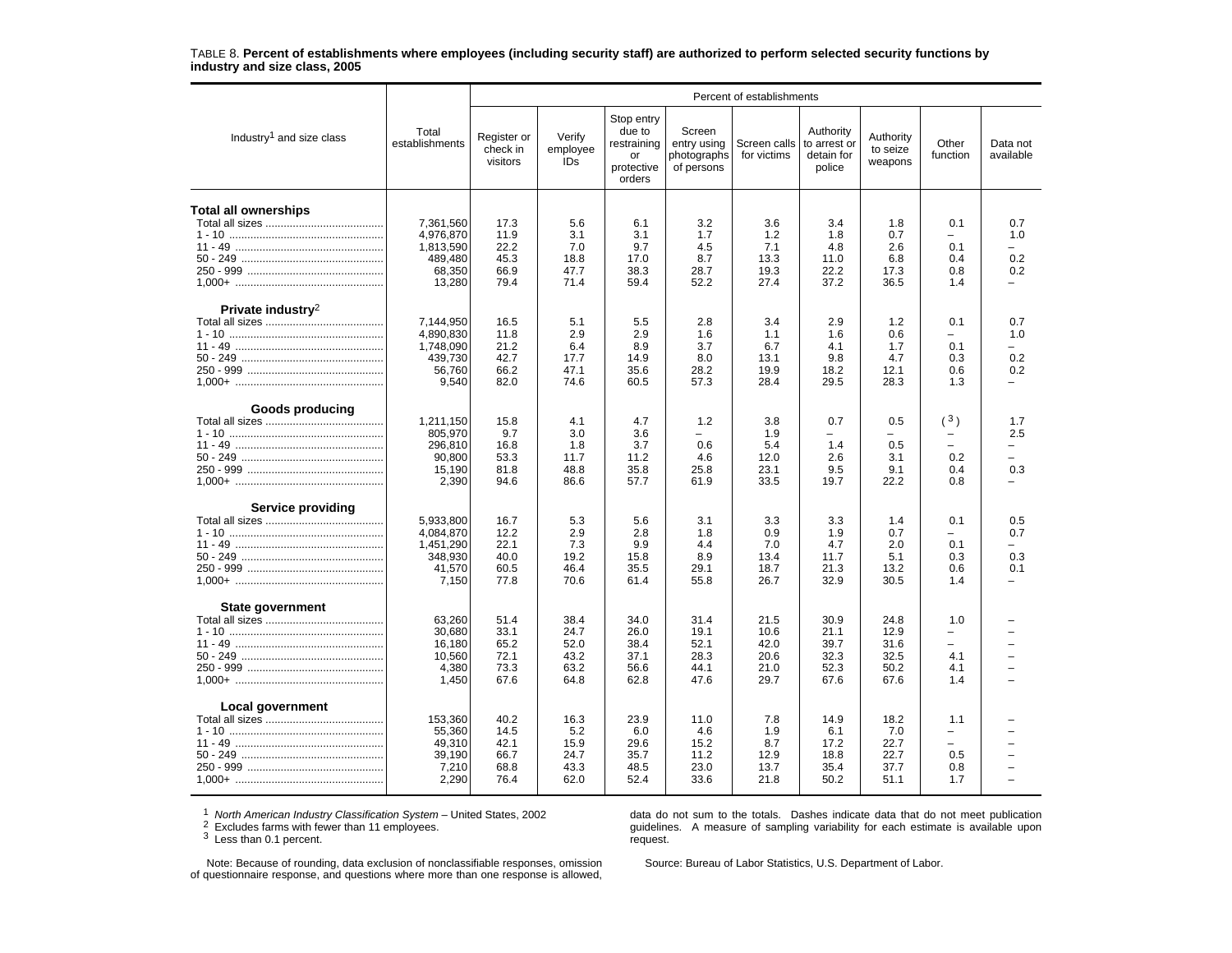TABLE 8. **Percent of establishments where employees (including security staff) are authorized to perform selected security functions by industry and size class, 2005**

| Industry[1] and size class | Total establishments | Percent of establishments | | | | | | | | |
|---|---|---|---|---|---|---|---|---|---|---|
| | | Register or check in visitors | Verify employee IDs | Stop entry due to restraining or protective orders | Screen entry using photographs of persons | Screen calls for victims | Authority to arrest or detain for police | Authority to seize weapons | Other function | Data not available |
| **Total all ownerships** | | | | | | | | | | |
| Total all sizes | 7,361,560 | 17.3 | 5.6 | 6.1 | 3.2 | 3.6 | 3.4 | 1.8 | 0.1 | 0.7 |
| 1 - 10 | 4,976,870 | 11.9 | 3.1 | 3.1 | 1.7 | 1.2 | 1.8 | 0.7 | – | 1.0 |
| 11 - 49 | 1,813,590 | 22.2 | 7.0 | 9.7 | 4.5 | 7.1 | 4.8 | 2.6 | 0.1 | – |
| 50 - 249 | 489,480 | 45.3 | 18.8 | 17.0 | 8.7 | 13.3 | 11.0 | 6.8 | 0.4 | 0.2 |
| 250 - 999 | 68,350 | 66.9 | 47.7 | 38.3 | 28.7 | 19.3 | 22.2 | 17.3 | 0.8 | 0.2 |
| 1,000+ | 13,280 | 79.4 | 71.4 | 59.4 | 52.2 | 27.4 | 37.2 | 36.5 | 1.4 | – |
| **Private industry**[2] | | | | | | | | | | |
| Total all sizes | 7,144,950 | 16.5 | 5.1 | 5.5 | 2.8 | 3.4 | 2.9 | 1.2 | 0.1 | 0.7 |
| 1 - 10 | 4,890,830 | 11.8 | 2.9 | 2.9 | 1.6 | 1.1 | 1.6 | 0.6 | – | 1.0 |
| 11 - 49 | 1,748,090 | 21.2 | 6.4 | 8.9 | 3.7 | 6.7 | 4.1 | 1.7 | 0.1 | – |
| 50 - 249 | 439,730 | 42.7 | 17.7 | 14.9 | 8.0 | 13.1 | 9.8 | 4.7 | 0.3 | 0.2 |
| 250 - 999 | 56,760 | 66.2 | 47.1 | 35.6 | 28.2 | 19.9 | 18.2 | 12.1 | 0.6 | 0.2 |
| 1,000+ | 9,540 | 82.0 | 74.6 | 60.5 | 57.3 | 28.4 | 29.5 | 28.3 | 1.3 | – |
| **Goods producing** | | | | | | | | | | |
| Total all sizes | 1,211,150 | 15.8 | 4.1 | 4.7 | 1.2 | 3.8 | 0.7 | 0.5 | (3) | 1.7 |
| 1 - 10 | 805,970 | 9.7 | 3.0 | 3.6 | – | 1.9 | – | – | – | 2.5 |
| 11 - 49 | 296,810 | 16.8 | 1.8 | 3.7 | 0.6 | 5.4 | 1.4 | 0.5 | – | – |
| 50 - 249 | 90,800 | 53.3 | 11.7 | 11.2 | 4.6 | 12.0 | 2.6 | 3.1 | 0.2 | – |
| 250 - 999 | 15,190 | 81.8 | 48.8 | 35.8 | 25.8 | 23.1 | 9.5 | 9.1 | 0.4 | 0.3 |
| 1,000+ | 2,390 | 94.6 | 86.6 | 57.7 | 61.9 | 33.5 | 19.7 | 22.2 | 0.8 | – |
| **Service providing** | | | | | | | | | | |
| Total all sizes | 5,933,800 | 16.7 | 5.3 | 5.6 | 3.1 | 3.3 | 3.3 | 1.4 | 0.1 | 0.5 |
| 1 - 10 | 4,084,870 | 12.2 | 2.9 | 2.8 | 1.8 | 0.9 | 1.9 | 0.7 | – | 0.7 |
| 11 - 49 | 1,451,290 | 22.1 | 7.3 | 9.9 | 4.4 | 7.0 | 4.7 | 2.0 | 0.1 | – |
| 50 - 249 | 348,930 | 40.0 | 19.2 | 15.8 | 8.9 | 13.4 | 11.7 | 5.1 | 0.3 | 0.3 |
| 250 - 999 | 41,570 | 60.5 | 46.4 | 35.5 | 29.1 | 18.7 | 21.3 | 13.2 | 0.6 | 0.1 |
| 1,000+ | 7,150 | 77.8 | 70.6 | 61.4 | 55.8 | 26.7 | 32.9 | 30.5 | 1.4 | – |
| **State government** | | | | | | | | | | |
| Total all sizes | 63,260 | 51.4 | 38.4 | 34.0 | 31.4 | 21.5 | 30.9 | 24.8 | 1.0 | – |
| 1 - 10 | 30,680 | 33.1 | 24.7 | 26.0 | 19.1 | 10.6 | 21.1 | 12.9 | – | – |
| 11 - 49 | 16,180 | 65.2 | 52.0 | 38.4 | 52.1 | 42.0 | 39.7 | 31.6 | – | – |
| 50 - 249 | 10,560 | 72.1 | 43.2 | 37.1 | 28.3 | 20.6 | 32.3 | 32.5 | 4.1 | – |
| 250 - 999 | 4,380 | 73.3 | 63.2 | 56.6 | 44.1 | 21.0 | 52.3 | 50.2 | 4.1 | – |
| 1,000+ | 1,450 | 67.6 | 64.8 | 62.8 | 47.6 | 29.7 | 67.6 | 67.6 | 1.4 | – |
| **Local government** | | | | | | | | | | |
| Total all sizes | 153,360 | 40.2 | 16.3 | 23.9 | 11.0 | 7.8 | 14.9 | 18.2 | 1.1 | – |
| 1 - 10 | 55,360 | 14.5 | 5.2 | 6.0 | 4.6 | 1.9 | 6.1 | 7.0 | – | – |
| 11 - 49 | 49,310 | 42.1 | 15.9 | 29.6 | 15.2 | 8.7 | 17.2 | 22.7 | – | – |
| 50 - 249 | 39,190 | 66.7 | 24.7 | 35.7 | 11.2 | 12.9 | 18.8 | 22.7 | 0.5 | – |
| 250 - 999 | 7,210 | 68.8 | 43.3 | 48.5 | 23.0 | 13.7 | 35.4 | 37.7 | 0.8 | – |
| 1,000+ | 2,290 | 76.4 | 62.0 | 52.4 | 33.6 | 21.8 | 50.2 | 51.1 | 1.7 | – |

[1] *North American Industry Classification System* – United States, 2002
[2] Excludes farms with fewer than 11 employees.
[3] Less than 0.1 percent.

Note: Because of rounding, data exclusion of nonclassifiable responses, omission of questionnaire response, and questions where more than one response is allowed, data do not sum to the totals. Dashes indicate data that do not meet publication guidelines. A measure of sampling variability for each estimate is available upon request.

Source: Bureau of Labor Statistics, U.S. Department of Labor.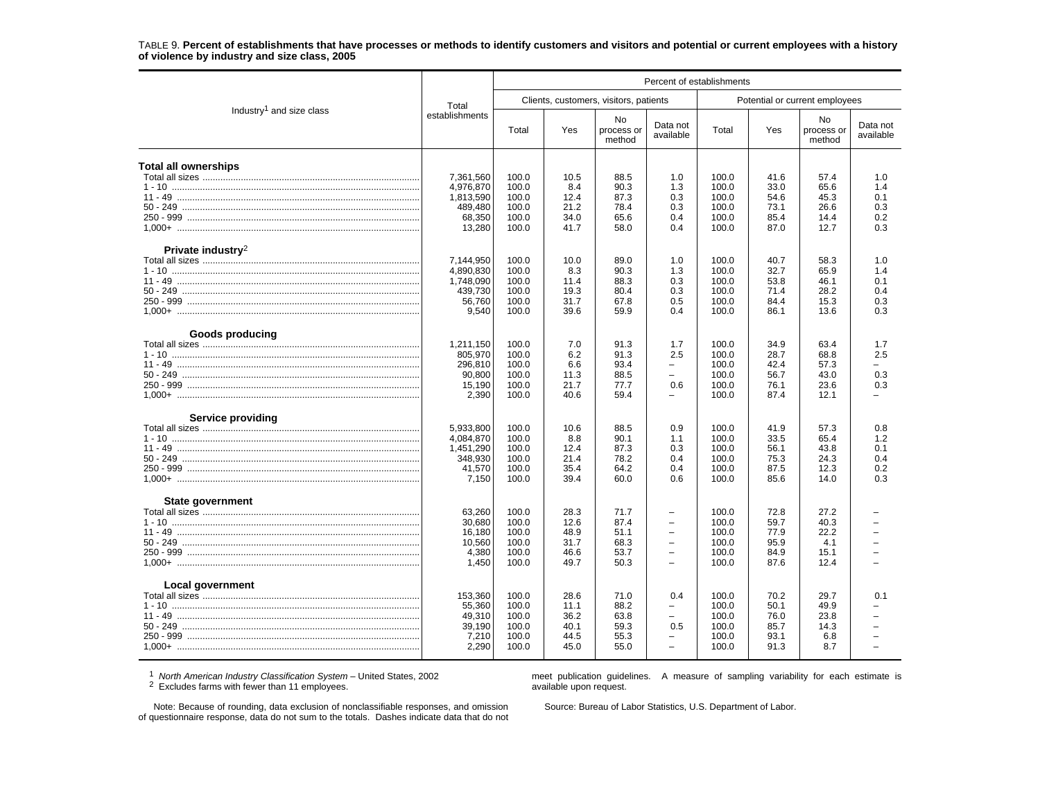TABLE 9. **Percent of establishments that have processes or methods to identify customers and visitors and potential or current employees with a history of violence by industry and size class, 2005**

| Industry[1] and size class | Total establishments | Percent of establishments | | | | | | | |
|---|---|---|---|---|---|---|---|---|---|
| | | Clients, customers, visitors, patients | | | | Potential or current employees | | | |
| | | Total | Yes | No process or method | Data not available | Total | Yes | No process or method | Data not available |
| **Total all ownerships** | | | | | | | | | |
| Total all sizes | 7,361,560 | 100.0 | 10.5 | 88.5 | 1.0 | 100.0 | 41.6 | 57.4 | 1.0 |
| 1 - 10 | 4,976,870 | 100.0 | 8.4 | 90.3 | 1.3 | 100.0 | 33.0 | 65.6 | 1.4 |
| 11 - 49 | 1,813,590 | 100.0 | 12.4 | 87.3 | 0.3 | 100.0 | 54.6 | 45.3 | 0.1 |
| 50 - 249 | 489,480 | 100.0 | 21.2 | 78.4 | 0.3 | 100.0 | 73.1 | 26.6 | 0.3 |
| 250 - 999 | 68,350 | 100.0 | 34.0 | 65.6 | 0.4 | 100.0 | 85.4 | 14.4 | 0.2 |
| 1,000+ | 13,280 | 100.0 | 41.7 | 58.0 | 0.4 | 100.0 | 87.0 | 12.7 | 0.3 |
| **Private industry**[2] | | | | | | | | | |
| Total all sizes | 7,144,950 | 100.0 | 10.0 | 89.0 | 1.0 | 100.0 | 40.7 | 58.3 | 1.0 |
| 1 - 10 | 4,890,830 | 100.0 | 8.3 | 90.3 | 1.3 | 100.0 | 32.7 | 65.9 | 1.4 |
| 11 - 49 | 1,748,090 | 100.0 | 11.4 | 88.3 | 0.3 | 100.0 | 53.8 | 46.1 | 0.1 |
| 50 - 249 | 439,730 | 100.0 | 19.3 | 80.4 | 0.3 | 100.0 | 71.4 | 28.2 | 0.4 |
| 250 - 999 | 56,760 | 100.0 | 31.7 | 67.8 | 0.5 | 100.0 | 84.4 | 15.3 | 0.3 |
| 1,000+ | 9,540 | 100.0 | 39.6 | 59.9 | 0.4 | 100.0 | 86.1 | 13.6 | 0.3 |
| **Goods producing** | | | | | | | | | |
| Total all sizes | 1,211,150 | 100.0 | 7.0 | 91.3 | 1.7 | 100.0 | 34.9 | 63.4 | 1.7 |
| 1 - 10 | 805,970 | 100.0 | 6.2 | 91.3 | 2.5 | 100.0 | 28.7 | 68.8 | 2.5 |
| 11 - 49 | 296,810 | 100.0 | 6.6 | 93.4 | – | 100.0 | 42.4 | 57.3 | – |
| 50 - 249 | 90,800 | 100.0 | 11.3 | 88.5 | – | 100.0 | 56.7 | 43.0 | 0.3 |
| 250 - 999 | 15,190 | 100.0 | 21.7 | 77.7 | 0.6 | 100.0 | 76.1 | 23.6 | 0.3 |
| 1,000+ | 2,390 | 100.0 | 40.6 | 59.4 | – | 100.0 | 87.4 | 12.1 | – |
| **Service providing** | | | | | | | | | |
| Total all sizes | 5,933,800 | 100.0 | 10.6 | 88.5 | 0.9 | 100.0 | 41.9 | 57.3 | 0.8 |
| 1 - 10 | 4,084,870 | 100.0 | 8.8 | 90.1 | 1.1 | 100.0 | 33.5 | 65.4 | 1.2 |
| 11 - 49 | 1,451,290 | 100.0 | 12.4 | 87.3 | 0.3 | 100.0 | 56.1 | 43.8 | 0.1 |
| 50 - 249 | 348,930 | 100.0 | 21.4 | 78.2 | 0.4 | 100.0 | 75.3 | 24.3 | 0.4 |
| 250 - 999 | 41,570 | 100.0 | 35.4 | 64.2 | 0.4 | 100.0 | 87.5 | 12.3 | 0.2 |
| 1,000+ | 7,150 | 100.0 | 39.4 | 60.0 | 0.6 | 100.0 | 85.6 | 14.0 | 0.3 |
| **State government** | | | | | | | | | |
| Total all sizes | 63,260 | 100.0 | 28.3 | 71.7 | – | 100.0 | 72.8 | 27.2 | – |
| 1 - 10 | 30,680 | 100.0 | 12.6 | 87.4 | – | 100.0 | 59.7 | 40.3 | – |
| 11 - 49 | 16,180 | 100.0 | 48.9 | 51.1 | – | 100.0 | 77.9 | 22.2 | – |
| 50 - 249 | 10,560 | 100.0 | 31.7 | 68.3 | – | 100.0 | 95.9 | 4.1 | – |
| 250 - 999 | 4,380 | 100.0 | 46.6 | 53.7 | – | 100.0 | 84.9 | 15.1 | – |
| 1,000+ | 1,450 | 100.0 | 49.7 | 50.3 | – | 100.0 | 87.6 | 12.4 | – |
| **Local government** | | | | | | | | | |
| Total all sizes | 153,360 | 100.0 | 28.6 | 71.0 | 0.4 | 100.0 | 70.2 | 29.7 | 0.1 |
| 1 - 10 | 55,360 | 100.0 | 11.1 | 88.2 | – | 100.0 | 50.1 | 49.9 | – |
| 11 - 49 | 49,310 | 100.0 | 36.2 | 63.8 | – | 100.0 | 76.0 | 23.8 | – |
| 50 - 249 | 39,190 | 100.0 | 40.1 | 59.3 | 0.5 | 100.0 | 85.7 | 14.3 | – |
| 250 - 999 | 7,210 | 100.0 | 44.5 | 55.3 | – | 100.0 | 93.1 | 6.8 | – |
| 1,000+ | 2,290 | 100.0 | 45.0 | 55.0 | – | 100.0 | 91.3 | 8.7 | – |

[1] *North American Industry Classification System* – United States, 2002
[2] Excludes farms with fewer than 11 employees.

Note: Because of rounding, data exclusion of nonclassifiable responses, and omission of questionnaire response, data do not sum to the totals. Dashes indicate data that do not meet publication guidelines. A measure of sampling variability for each estimate is available upon request.

Source: Bureau of Labor Statistics, U.S. Department of Labor.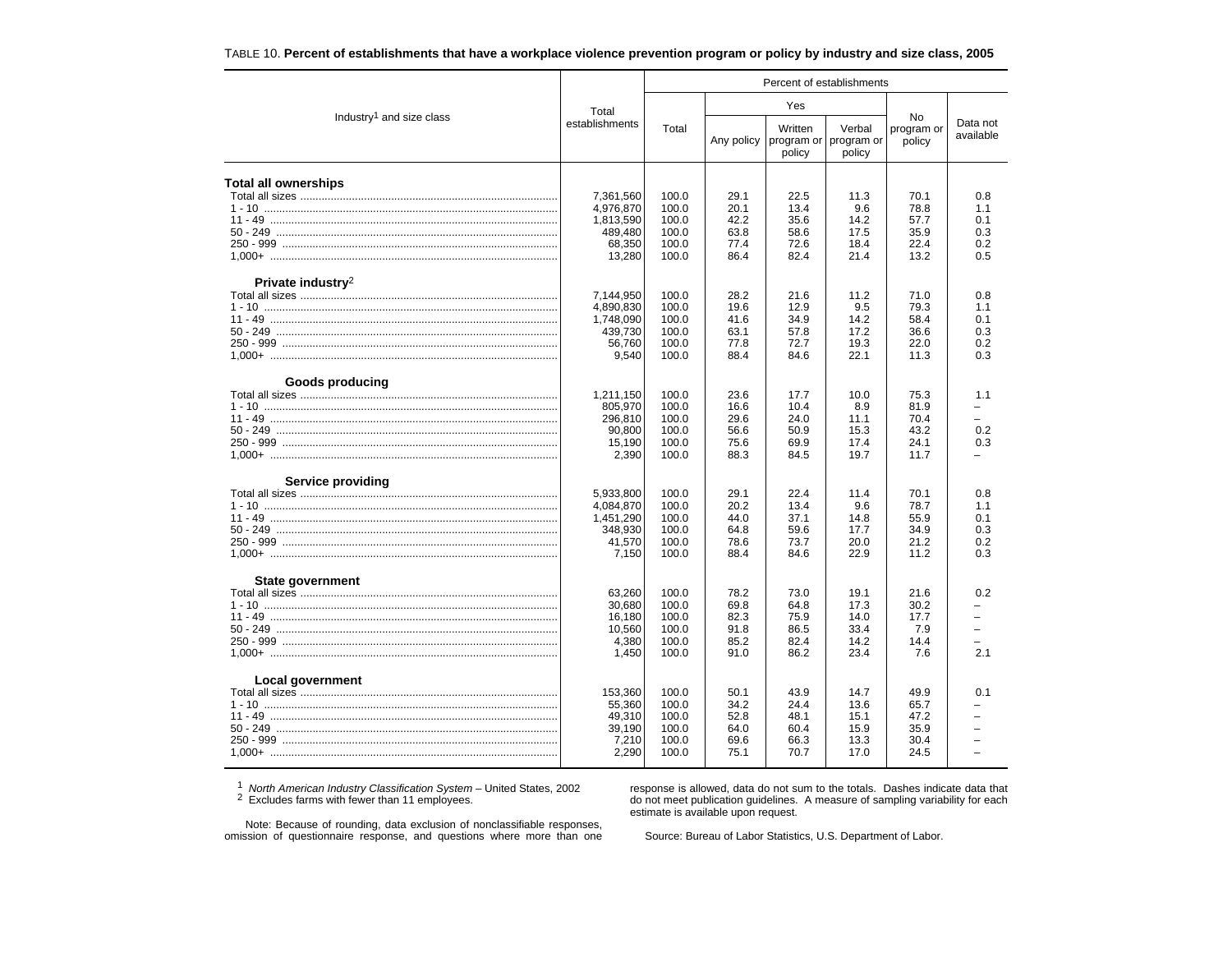TABLE 10. **Percent of establishments that have a workplace violence prevention program or policy by industry and size class, 2005**

| Industry[1] and size class | Total establishments | Percent of establishments | | | | | |
|---|---|---|---|---|---|---|---|
| | | Total | Yes | | | No program or policy | Data not available |
| | | | Any policy | Written program or policy | Verbal program or policy | | |
| **Total all ownerships** | | | | | | | |
| Total all sizes | 7,361,560 | 100.0 | 29.1 | 22.5 | 11.3 | 70.1 | 0.8 |
| 1 - 10 | 4,976,870 | 100.0 | 20.1 | 13.4 | 9.6 | 78.8 | 1.1 |
| 11 - 49 | 1,813,590 | 100.0 | 42.2 | 35.6 | 14.2 | 57.7 | 0.1 |
| 50 - 249 | 489,480 | 100.0 | 63.8 | 58.6 | 17.5 | 35.9 | 0.3 |
| 250 - 999 | 68,350 | 100.0 | 77.4 | 72.6 | 18.4 | 22.4 | 0.2 |
| 1,000+ | 13,280 | 100.0 | 86.4 | 82.4 | 21.4 | 13.2 | 0.5 |
| **Private industry**[2] | | | | | | | |
| Total all sizes | 7,144,950 | 100.0 | 28.2 | 21.6 | 11.2 | 71.0 | 0.8 |
| 1 - 10 | 4,890,830 | 100.0 | 19.6 | 12.9 | 9.5 | 79.3 | 1.1 |
| 11 - 49 | 1,748,090 | 100.0 | 41.6 | 34.9 | 14.2 | 58.4 | 0.1 |
| 50 - 249 | 439,730 | 100.0 | 63.1 | 57.8 | 17.2 | 36.6 | 0.3 |
| 250 - 999 | 56,760 | 100.0 | 77.8 | 72.7 | 19.3 | 22.0 | 0.2 |
| 1,000+ | 9,540 | 100.0 | 88.4 | 84.6 | 22.1 | 11.3 | 0.3 |
| **Goods producing** | | | | | | | |
| Total all sizes | 1,211,150 | 100.0 | 23.6 | 17.7 | 10.0 | 75.3 | 1.1 |
| 1 - 10 | 805,970 | 100.0 | 16.6 | 10.4 | 8.9 | 81.9 | – |
| 11 - 49 | 296,810 | 100.0 | 29.6 | 24.0 | 11.1 | 70.4 | – |
| 50 - 249 | 90,800 | 100.0 | 56.6 | 50.9 | 15.3 | 43.2 | 0.2 |
| 250 - 999 | 15,190 | 100.0 | 75.6 | 69.9 | 17.4 | 24.1 | 0.3 |
| 1,000+ | 2,390 | 100.0 | 88.3 | 84.5 | 19.7 | 11.7 | – |
| **Service providing** | | | | | | | |
| Total all sizes | 5,933,800 | 100.0 | 29.1 | 22.4 | 11.4 | 70.1 | 0.8 |
| 1 - 10 | 4,084,870 | 100.0 | 20.2 | 13.4 | 9.6 | 78.7 | 1.1 |
| 11 - 49 | 1,451,290 | 100.0 | 44.0 | 37.1 | 14.8 | 55.9 | 0.1 |
| 50 - 249 | 348,930 | 100.0 | 64.8 | 59.6 | 17.7 | 34.9 | 0.3 |
| 250 - 999 | 41,570 | 100.0 | 78.6 | 73.7 | 20.0 | 21.2 | 0.2 |
| 1,000+ | 7,150 | 100.0 | 88.4 | 84.6 | 22.9 | 11.2 | 0.3 |
| **State government** | | | | | | | |
| Total all sizes | 63,260 | 100.0 | 78.2 | 73.0 | 19.1 | 21.6 | 0.2 |
| 1 - 10 | 30,680 | 100.0 | 69.8 | 64.8 | 17.3 | 30.2 | – |
| 11 - 49 | 16,180 | 100.0 | 82.3 | 75.9 | 14.0 | 17.7 | – |
| 50 - 249 | 10,560 | 100.0 | 91.8 | 86.5 | 33.4 | 7.9 | – |
| 250 - 999 | 4,380 | 100.0 | 85.2 | 82.4 | 14.2 | 14.4 | – |
| 1,000+ | 1,450 | 100.0 | 91.0 | 86.2 | 23.4 | 7.6 | 2.1 |
| **Local government** | | | | | | | |
| Total all sizes | 153,360 | 100.0 | 50.1 | 43.9 | 14.7 | 49.9 | 0.1 |
| 1 - 10 | 55,360 | 100.0 | 34.2 | 24.4 | 13.6 | 65.7 | – |
| 11 - 49 | 49,310 | 100.0 | 52.8 | 48.1 | 15.1 | 47.2 | – |
| 50 - 249 | 39,190 | 100.0 | 64.0 | 60.4 | 15.9 | 35.9 | – |
| 250 - 999 | 7,210 | 100.0 | 69.6 | 66.3 | 13.3 | 30.4 | – |
| 1,000+ | 2,290 | 100.0 | 75.1 | 70.7 | 17.0 | 24.5 | – |

[1] *North American Industry Classification System* – United States, 2002
[2] Excludes farms with fewer than 11 employees.

Note: Because of rounding, data exclusion of nonclassifiable responses, omission of questionnaire response, and questions where more than one response is allowed, data do not sum to the totals. Dashes indicate data that do not meet publication guidelines. A measure of sampling variability for each estimate is available upon request.

Source: Bureau of Labor Statistics, U.S. Department of Labor.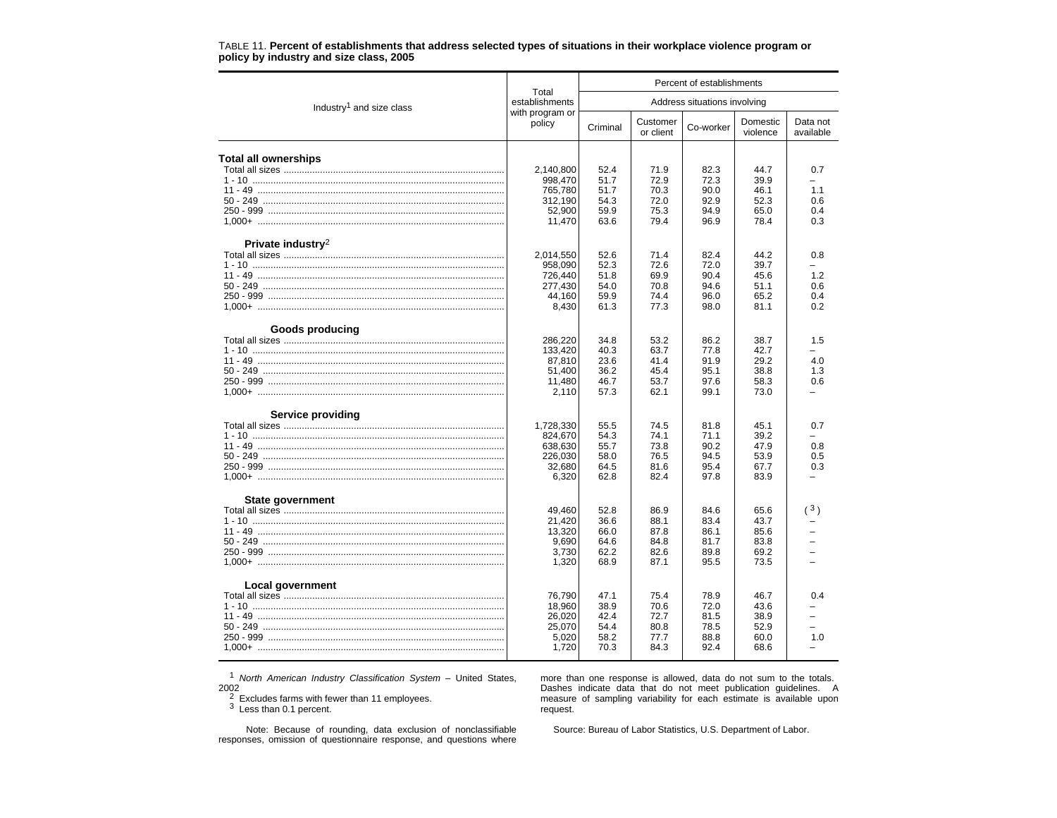TABLE 11. **Percent of establishments that address selected types of situations in their workplace violence program or policy by industry and size class, 2005**

| Industry[1] and size class | Total establishments with program or policy | Percent of establishments | | | | |
|---|---|---|---|---|---|---|
| | | Address situations involving | | | | |
| | | Criminal | Customer or client | Co-worker | Domestic violence | Data not available |
| **Total all ownerships** | | | | | | |
| Total all sizes | 2,140,800 | 52.4 | 71.9 | 82.3 | 44.7 | 0.7 |
| 1 - 10 | 998,470 | 51.7 | 72.9 | 72.3 | 39.9 | – |
| 11 - 49 | 765,780 | 51.7 | 70.3 | 90.0 | 46.1 | 1.1 |
| 50 - 249 | 312,190 | 54.3 | 72.0 | 92.9 | 52.3 | 0.6 |
| 250 - 999 | 52,900 | 59.9 | 75.3 | 94.9 | 65.0 | 0.4 |
| 1,000+ | 11,470 | 63.6 | 79.4 | 96.9 | 78.4 | 0.3 |
| **Private industry**[2] | | | | | | |
| Total all sizes | 2,014,550 | 52.6 | 71.4 | 82.4 | 44.2 | 0.8 |
| 1 - 10 | 958,090 | 52.3 | 72.6 | 72.0 | 39.7 | – |
| 11 - 49 | 726,440 | 51.8 | 69.9 | 90.4 | 45.6 | 1.2 |
| 50 - 249 | 277,430 | 54.0 | 70.8 | 94.6 | 51.1 | 0.6 |
| 250 - 999 | 44,160 | 59.9 | 74.4 | 96.0 | 65.2 | 0.4 |
| 1,000+ | 8,430 | 61.3 | 77.3 | 98.0 | 81.1 | 0.2 |
| **Goods producing** | | | | | | |
| Total all sizes | 286,220 | 34.8 | 53.2 | 86.2 | 38.7 | 1.5 |
| 1 - 10 | 133,420 | 40.3 | 63.7 | 77.8 | 42.7 | – |
| 11 - 49 | 87,810 | 23.6 | 41.4 | 91.9 | 29.2 | 4.0 |
| 50 - 249 | 51,400 | 36.2 | 45.4 | 95.1 | 38.8 | 1.3 |
| 250 - 999 | 11,480 | 46.7 | 53.7 | 97.6 | 58.3 | 0.6 |
| 1,000+ | 2,110 | 57.3 | 62.1 | 99.1 | 73.0 | – |
| **Service providing** | | | | | | |
| Total all sizes | 1,728,330 | 55.5 | 74.5 | 81.8 | 45.1 | 0.7 |
| 1 - 10 | 824,670 | 54.3 | 74.1 | 71.1 | 39.2 | – |
| 11 - 49 | 638,630 | 55.7 | 73.8 | 90.2 | 47.9 | 0.8 |
| 50 - 249 | 226,030 | 58.0 | 76.5 | 94.5 | 53.9 | 0.5 |
| 250 - 999 | 32,680 | 64.5 | 81.6 | 95.4 | 67.7 | 0.3 |
| 1,000+ | 6,320 | 62.8 | 82.4 | 97.8 | 83.9 | – |
| **State government** | | | | | | |
| Total all sizes | 49,460 | 52.8 | 86.9 | 84.6 | 65.6 | ([3]) |
| 1 - 10 | 21,420 | 36.6 | 88.1 | 83.4 | 43.7 | – |
| 11 - 49 | 13,320 | 66.0 | 87.8 | 86.1 | 85.6 | – |
| 50 - 249 | 9,690 | 64.6 | 84.8 | 81.7 | 83.8 | – |
| 250 - 999 | 3,730 | 62.2 | 82.6 | 89.8 | 69.2 | – |
| 1,000+ | 1,320 | 68.9 | 87.1 | 95.5 | 73.5 | – |
| **Local government** | | | | | | |
| Total all sizes | 76,790 | 47.1 | 75.4 | 78.9 | 46.7 | 0.4 |
| 1 - 10 | 18,960 | 38.9 | 70.6 | 72.0 | 43.6 | – |
| 11 - 49 | 26,020 | 42.4 | 72.7 | 81.5 | 38.9 | – |
| 50 - 249 | 25,070 | 54.4 | 80.8 | 78.5 | 52.9 | – |
| 250 - 999 | 5,020 | 58.2 | 77.7 | 88.8 | 60.0 | 1.0 |
| 1,000+ | 1,720 | 70.3 | 84.3 | 92.4 | 68.6 | – |

[1] *North American Industry Classification System* – United States, 2002
[2] Excludes farms with fewer than 11 employees.
[3] Less than 0.1 percent.

Note: Because of rounding, data exclusion of nonclassifiable responses, omission of questionnaire response, and questions where more than one response is allowed, data do not sum to the totals. Dashes indicate data that do not meet publication guidelines. A measure of sampling variability for each estimate is available upon request.

Source: Bureau of Labor Statistics, U.S. Department of Labor.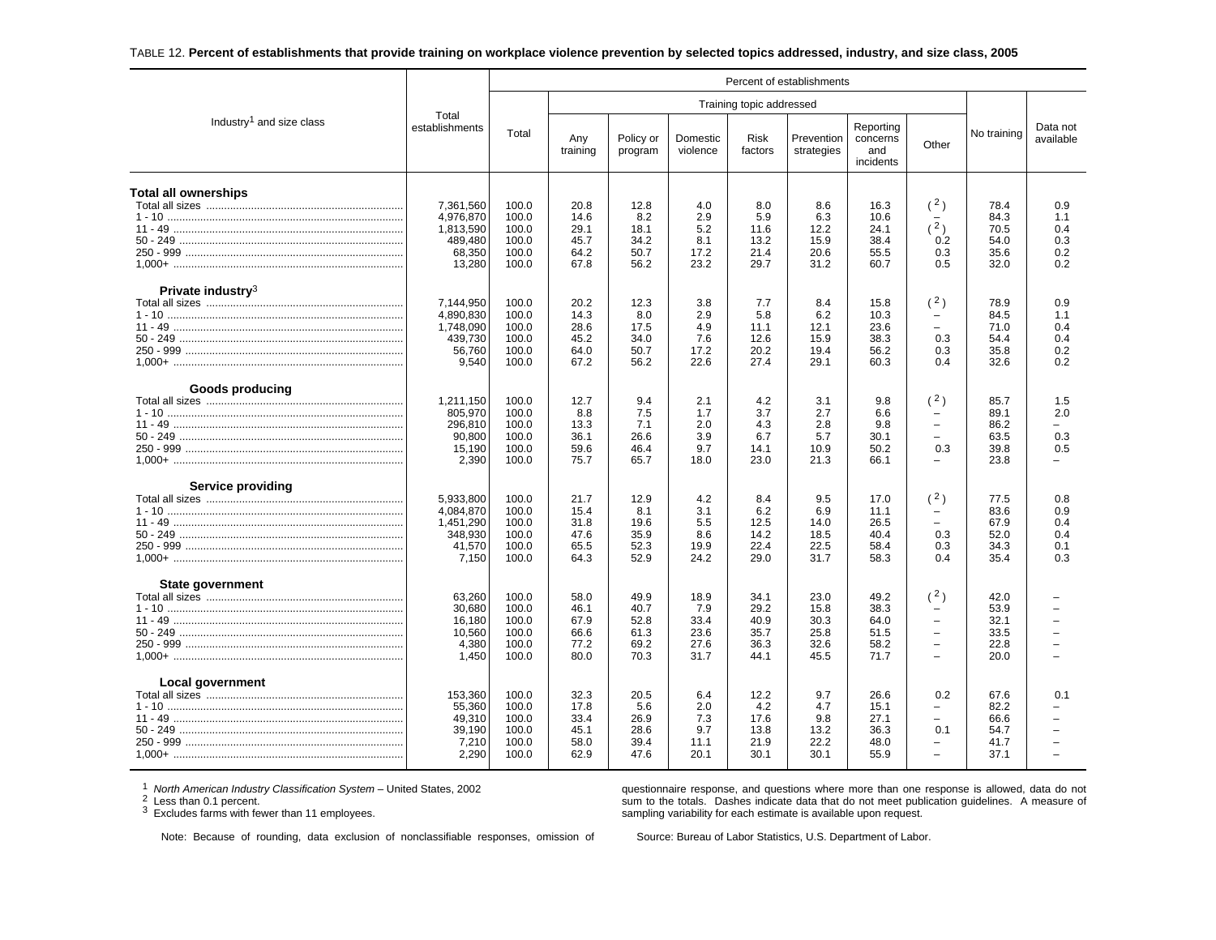TABLE 12. **Percent of establishments that provide training on workplace violence prevention by selected topics addressed, industry, and size class, 2005**

| Industry[1] and size class | Total establishments | Percent of establishments | | | | | | | | | |
|---|---|---|---|---|---|---|---|---|---|---|---|
| | | Total | Training topic addressed | | | | | | | No training | Data not available |
| | | | Any training | Policy or program | Domestic violence | Risk factors | Prevention strategies | Reporting concerns and incidents | Other | | |
| **Total all ownerships** | | | | | | | | | | | |
| Total all sizes | 7,361,560 | 100.0 | 20.8 | 12.8 | 4.0 | 8.0 | 8.6 | 16.3 | ( 2 ) | 78.4 | 0.9 |
| 1 - 10 | 4,976,870 | 100.0 | 14.6 | 8.2 | 2.9 | 5.9 | 6.3 | 10.6 | – | 84.3 | 1.1 |
| 11 - 49 | 1,813,590 | 100.0 | 29.1 | 18.1 | 5.2 | 11.6 | 12.2 | 24.1 | ( 2 ) | 70.5 | 0.4 |
| 50 - 249 | 489,480 | 100.0 | 45.7 | 34.2 | 8.1 | 13.2 | 15.9 | 38.4 | 0.2 | 54.0 | 0.3 |
| 250 - 999 | 68,350 | 100.0 | 64.2 | 50.7 | 17.2 | 21.4 | 20.6 | 55.5 | 0.3 | 35.6 | 0.2 |
| 1,000+ | 13,280 | 100.0 | 67.8 | 56.2 | 23.2 | 29.7 | 31.2 | 60.7 | 0.5 | 32.0 | 0.2 |
| **Private industry**[3] | | | | | | | | | | | |
| Total all sizes | 7,144,950 | 100.0 | 20.2 | 12.3 | 3.8 | 7.7 | 8.4 | 15.8 | ( 2 ) | 78.9 | 0.9 |
| 1 - 10 | 4,890,830 | 100.0 | 14.3 | 8.0 | 2.9 | 5.8 | 6.2 | 10.3 | – | 84.5 | 1.1 |
| 11 - 49 | 1,748,090 | 100.0 | 28.6 | 17.5 | 4.9 | 11.1 | 12.1 | 23.6 | – | 71.0 | 0.4 |
| 50 - 249 | 439,730 | 100.0 | 45.2 | 34.0 | 7.6 | 12.6 | 15.9 | 38.3 | 0.3 | 54.4 | 0.4 |
| 250 - 999 | 56,760 | 100.0 | 64.0 | 50.7 | 17.2 | 20.2 | 19.4 | 56.2 | 0.3 | 35.8 | 0.2 |
| 1,000+ | 9,540 | 100.0 | 67.2 | 56.2 | 22.6 | 27.4 | 29.1 | 60.3 | 0.4 | 32.6 | 0.2 |
| **Goods producing** | | | | | | | | | | | |
| Total all sizes | 1,211,150 | 100.0 | 12.7 | 9.4 | 2.1 | 4.2 | 3.1 | 9.8 | ( 2 ) | 85.7 | 1.5 |
| 1 - 10 | 805,970 | 100.0 | 8.8 | 7.5 | 1.7 | 3.7 | 2.7 | 6.6 | – | 89.1 | 2.0 |
| 11 - 49 | 296,810 | 100.0 | 13.3 | 7.1 | 2.0 | 4.3 | 2.8 | 9.8 | – | 86.2 | – |
| 50 - 249 | 90,800 | 100.0 | 36.1 | 26.6 | 3.9 | 6.7 | 5.7 | 30.1 | – | 63.5 | 0.3 |
| 250 - 999 | 15,190 | 100.0 | 59.6 | 46.4 | 9.7 | 14.1 | 10.9 | 50.2 | 0.3 | 39.8 | 0.5 |
| 1,000+ | 2,390 | 100.0 | 75.7 | 65.7 | 18.0 | 23.0 | 21.3 | 66.1 | – | 23.8 | – |
| **Service providing** | | | | | | | | | | | |
| Total all sizes | 5,933,800 | 100.0 | 21.7 | 12.9 | 4.2 | 8.4 | 9.5 | 17.0 | ( 2 ) | 77.5 | 0.8 |
| 1 - 10 | 4,084,870 | 100.0 | 15.4 | 8.1 | 3.1 | 6.2 | 6.9 | 11.1 | – | 83.6 | 0.9 |
| 11 - 49 | 1,451,290 | 100.0 | 31.8 | 19.6 | 5.5 | 12.5 | 14.0 | 26.5 | – | 67.9 | 0.4 |
| 50 - 249 | 348,930 | 100.0 | 47.6 | 35.9 | 8.6 | 14.2 | 18.5 | 40.4 | 0.3 | 52.0 | 0.4 |
| 250 - 999 | 41,570 | 100.0 | 65.5 | 52.3 | 19.9 | 22.4 | 22.5 | 58.4 | 0.3 | 34.3 | 0.1 |
| 1,000+ | 7,150 | 100.0 | 64.3 | 52.9 | 24.2 | 29.0 | 31.7 | 58.3 | 0.4 | 35.4 | 0.3 |
| **State government** | | | | | | | | | | | |
| Total all sizes | 63,260 | 100.0 | 58.0 | 49.9 | 18.9 | 34.1 | 23.0 | 49.2 | ( 2 ) | 42.0 | – |
| 1 - 10 | 30,680 | 100.0 | 46.1 | 40.7 | 7.9 | 29.2 | 15.8 | 38.3 | – | 53.9 | – |
| 11 - 49 | 16,180 | 100.0 | 67.9 | 52.8 | 33.4 | 40.9 | 30.3 | 64.0 | – | 32.1 | – |
| 50 - 249 | 10,560 | 100.0 | 66.6 | 61.3 | 23.6 | 35.7 | 25.8 | 51.5 | – | 33.5 | – |
| 250 - 999 | 4,380 | 100.0 | 77.2 | 69.2 | 27.6 | 36.3 | 32.6 | 58.2 | – | 22.8 | – |
| 1,000+ | 1,450 | 100.0 | 80.0 | 70.3 | 31.7 | 44.1 | 45.5 | 71.7 | – | 20.0 | – |
| **Local government** | | | | | | | | | | | |
| Total all sizes | 153,360 | 100.0 | 32.3 | 20.5 | 6.4 | 12.2 | 9.7 | 26.6 | 0.2 | 67.6 | 0.1 |
| 1 - 10 | 55,360 | 100.0 | 17.8 | 5.6 | 2.0 | 4.2 | 4.7 | 15.1 | – | 82.2 | – |
| 11 - 49 | 49,310 | 100.0 | 33.4 | 26.9 | 7.3 | 17.6 | 9.8 | 27.1 | – | 66.6 | – |
| 50 - 249 | 39,190 | 100.0 | 45.1 | 28.6 | 9.7 | 13.8 | 13.2 | 36.3 | 0.1 | 54.7 | – |
| 250 - 999 | 7,210 | 100.0 | 58.0 | 39.4 | 11.1 | 21.9 | 22.2 | 48.0 | – | 41.7 | – |
| 1,000+ | 2,290 | 100.0 | 62.9 | 47.6 | 20.1 | 30.1 | 30.1 | 55.9 | – | 37.1 | – |

[1] *North American Industry Classification System* – United States, 2002
[2] Less than 0.1 percent.
[3] Excludes farms with fewer than 11 employees.

Note: Because of rounding, data exclusion of nonclassifiable responses, omission of questionnaire response, and questions where more than one response is allowed, data do not sum to the totals. Dashes indicate data that do not meet publication guidelines. A measure of sampling variability for each estimate is available upon request.

Source: Bureau of Labor Statistics, U.S. Department of Labor.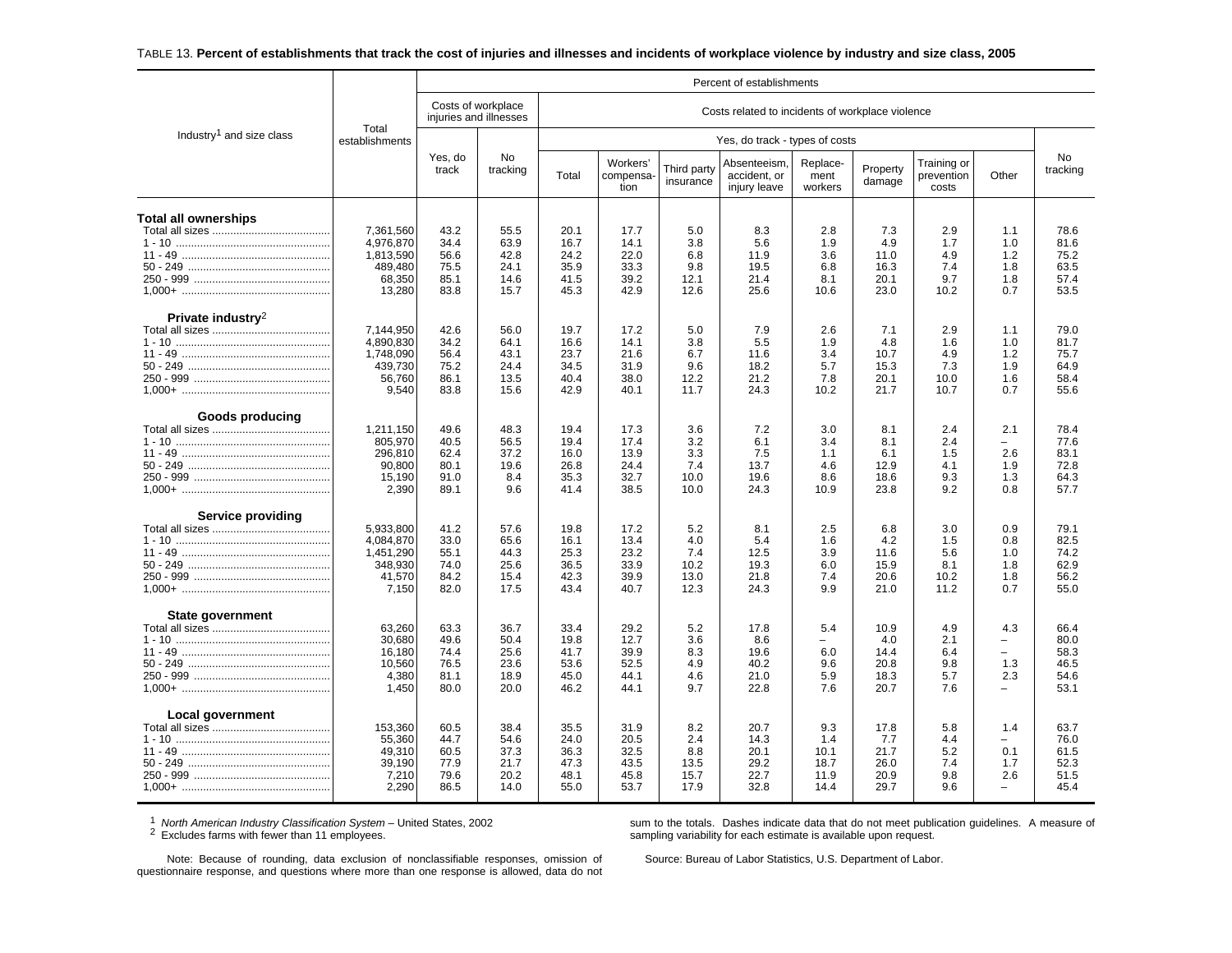TABLE 13. **Percent of establishments that track the cost of injuries and illnesses and incidents of workplace violence by industry and size class, 2005**

| Industry[1] and size class | Total establishments | Percent of establishments | | | | | | | | | | |
|---|---|---|---|---|---|---|---|---|---|---|---|---|
| | | Costs of workplace injuries and illnesses | | Costs related to incidents of workplace violence | | | | | | | | |
| | | | | Yes, do track - types of costs | | | | | | | | |
| | | Yes, do track | No tracking | Total | Workers' compensation | Third party insurance | Absenteeism, accident, or injury leave | Replacement workers | Property damage | Training or prevention costs | Other | No tracking |
| **Total all ownerships** | | | | | | | | | | | | |
| Total all sizes | 7,361,560 | 43.2 | 55.5 | 20.1 | 17.7 | 5.0 | 8.3 | 2.8 | 7.3 | 2.9 | 1.1 | 78.6 |
| 1 - 10 | 4,976,870 | 34.4 | 63.9 | 16.7 | 14.1 | 3.8 | 5.6 | 1.9 | 4.9 | 1.7 | 1.0 | 81.6 |
| 11 - 49 | 1,813,590 | 56.6 | 42.8 | 24.2 | 22.0 | 6.8 | 11.9 | 3.6 | 11.0 | 4.9 | 1.2 | 75.2 |
| 50 - 249 | 489,480 | 75.5 | 24.1 | 35.9 | 33.3 | 9.8 | 19.5 | 6.8 | 16.3 | 7.4 | 1.8 | 63.5 |
| 250 - 999 | 68,350 | 85.1 | 14.6 | 41.5 | 39.2 | 12.1 | 21.4 | 8.1 | 20.1 | 9.7 | 1.8 | 57.4 |
| 1,000+ | 13,280 | 83.8 | 15.7 | 45.3 | 42.9 | 12.6 | 25.6 | 10.6 | 23.0 | 10.2 | 0.7 | 53.5 |
| **Private industry[2]** | | | | | | | | | | | | |
| Total all sizes | 7,144,950 | 42.6 | 56.0 | 19.7 | 17.2 | 5.0 | 7.9 | 2.6 | 7.1 | 2.9 | 1.1 | 79.0 |
| 1 - 10 | 4,890,830 | 34.2 | 64.1 | 16.6 | 14.1 | 3.8 | 5.5 | 1.9 | 4.8 | 1.6 | 1.0 | 81.7 |
| 11 - 49 | 1,748,090 | 56.4 | 43.1 | 23.7 | 21.6 | 6.7 | 11.6 | 3.4 | 10.7 | 4.9 | 1.2 | 75.7 |
| 50 - 249 | 439,730 | 75.2 | 24.4 | 34.5 | 31.9 | 9.6 | 18.2 | 5.7 | 15.3 | 7.3 | 1.9 | 64.9 |
| 250 - 999 | 56,760 | 86.1 | 13.5 | 40.4 | 38.0 | 12.2 | 21.2 | 7.8 | 20.1 | 10.0 | 1.6 | 58.4 |
| 1,000+ | 9,540 | 83.8 | 15.6 | 42.9 | 40.1 | 11.7 | 24.3 | 10.2 | 21.7 | 10.7 | 0.7 | 55.6 |
| **Goods producing** | | | | | | | | | | | | |
| Total all sizes | 1,211,150 | 49.6 | 48.3 | 19.4 | 17.3 | 3.6 | 7.2 | 3.0 | 8.1 | 2.4 | 2.1 | 78.4 |
| 1 - 10 | 805,970 | 40.5 | 56.5 | 19.4 | 17.4 | 3.2 | 6.1 | 3.4 | 8.1 | 2.4 | – | 77.6 |
| 11 - 49 | 296,810 | 62.4 | 37.2 | 16.0 | 13.9 | 3.3 | 7.5 | 1.1 | 6.1 | 1.5 | 2.6 | 83.1 |
| 50 - 249 | 90,800 | 80.1 | 19.6 | 26.8 | 24.4 | 7.4 | 13.7 | 4.6 | 12.9 | 4.1 | 1.9 | 72.8 |
| 250 - 999 | 15,190 | 91.0 | 8.4 | 35.3 | 32.7 | 10.0 | 19.6 | 8.6 | 18.6 | 9.3 | 1.3 | 64.3 |
| 1,000+ | 2,390 | 89.1 | 9.6 | 41.4 | 38.5 | 10.0 | 24.3 | 10.9 | 23.8 | 9.2 | 0.8 | 57.7 |
| **Service providing** | | | | | | | | | | | | |
| Total all sizes | 5,933,800 | 41.2 | 57.6 | 19.8 | 17.2 | 5.2 | 8.1 | 2.5 | 6.8 | 3.0 | 0.9 | 79.1 |
| 1 - 10 | 4,084,870 | 33.0 | 65.6 | 16.1 | 13.4 | 4.0 | 5.4 | 1.6 | 4.2 | 1.5 | 0.8 | 82.5 |
| 11 - 49 | 1,451,290 | 55.1 | 44.3 | 25.3 | 23.2 | 7.4 | 12.5 | 3.9 | 11.6 | 5.6 | 1.0 | 74.2 |
| 50 - 249 | 348,930 | 74.0 | 25.6 | 36.5 | 33.9 | 10.2 | 19.3 | 6.0 | 15.9 | 8.1 | 1.8 | 62.9 |
| 250 - 999 | 41,570 | 84.2 | 15.4 | 42.3 | 39.9 | 13.0 | 21.8 | 7.4 | 20.6 | 10.2 | 1.8 | 56.2 |
| 1,000+ | 7,150 | 82.0 | 17.5 | 43.4 | 40.7 | 12.3 | 24.3 | 9.9 | 21.0 | 11.2 | 0.7 | 55.0 |
| **State government** | | | | | | | | | | | | |
| Total all sizes | 63,260 | 63.3 | 36.7 | 33.4 | 29.2 | 5.2 | 17.8 | 5.4 | 10.9 | 4.9 | 4.3 | 66.4 |
| 1 - 10 | 30,680 | 49.6 | 50.4 | 19.8 | 12.7 | 3.6 | 8.6 | – | 4.0 | 2.1 | – | 80.0 |
| 11 - 49 | 16,180 | 74.4 | 25.6 | 41.7 | 39.9 | 8.3 | 19.6 | 6.0 | 14.4 | 6.4 | – | 58.3 |
| 50 - 249 | 10,560 | 76.5 | 23.6 | 53.6 | 52.5 | 4.9 | 40.2 | 9.6 | 20.8 | 9.8 | 1.3 | 46.5 |
| 250 - 999 | 4,380 | 81.1 | 18.9 | 45.0 | 44.1 | 4.6 | 21.0 | 5.9 | 18.3 | 5.7 | 2.3 | 54.6 |
| 1,000+ | 1,450 | 80.0 | 20.0 | 46.2 | 44.1 | 9.7 | 22.8 | 7.6 | 20.7 | 7.6 | – | 53.1 |
| **Local government** | | | | | | | | | | | | |
| Total all sizes | 153,360 | 60.5 | 38.4 | 35.5 | 31.9 | 8.2 | 20.7 | 9.3 | 17.8 | 5.8 | 1.4 | 63.7 |
| 1 - 10 | 55,360 | 44.7 | 54.6 | 24.0 | 20.5 | 2.4 | 14.3 | 1.4 | 7.7 | 4.4 | – | 76.0 |
| 11 - 49 | 49,310 | 60.5 | 37.3 | 36.3 | 32.5 | 8.8 | 20.1 | 10.1 | 21.7 | 5.2 | 0.1 | 61.5 |
| 50 - 249 | 39,190 | 77.9 | 21.7 | 47.3 | 43.5 | 13.5 | 29.2 | 18.7 | 26.0 | 7.4 | 1.7 | 52.3 |
| 250 - 999 | 7,210 | 79.6 | 20.2 | 48.1 | 45.8 | 15.7 | 22.7 | 11.9 | 20.9 | 9.8 | 2.6 | 51.5 |
| 1,000+ | 2,290 | 86.5 | 14.0 | 55.0 | 53.7 | 17.9 | 32.8 | 14.4 | 29.7 | 9.6 | – | 45.4 |

[1] *North American Industry Classification System* – United States, 2002
[2] Excludes farms with fewer than 11 employees.

Note: Because of rounding, data exclusion of nonclassifiable responses, omission of questionnaire response, and questions where more than one response is allowed, data do not sum to the totals. Dashes indicate data that do not meet publication guidelines. A measure of sampling variability for each estimate is available upon request.

Source: Bureau of Labor Statistics, U.S. Department of Labor.